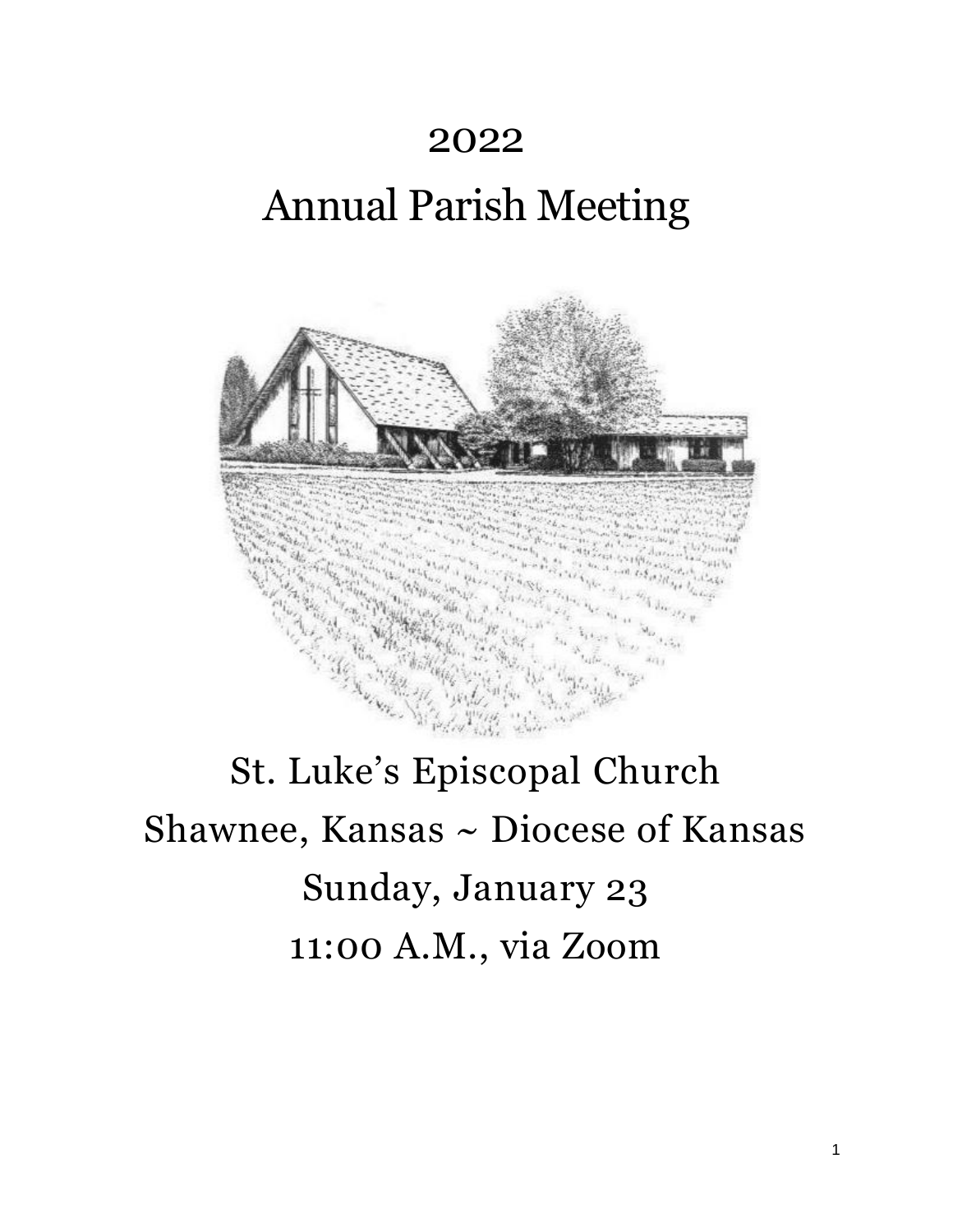# 2022

# Annual Parish Meeting

St. Luke's Episcopal Church

Shawnee, Kansas ~ Diocese of Kansas

Sunday, January 23

11:00 A.M., via Zoom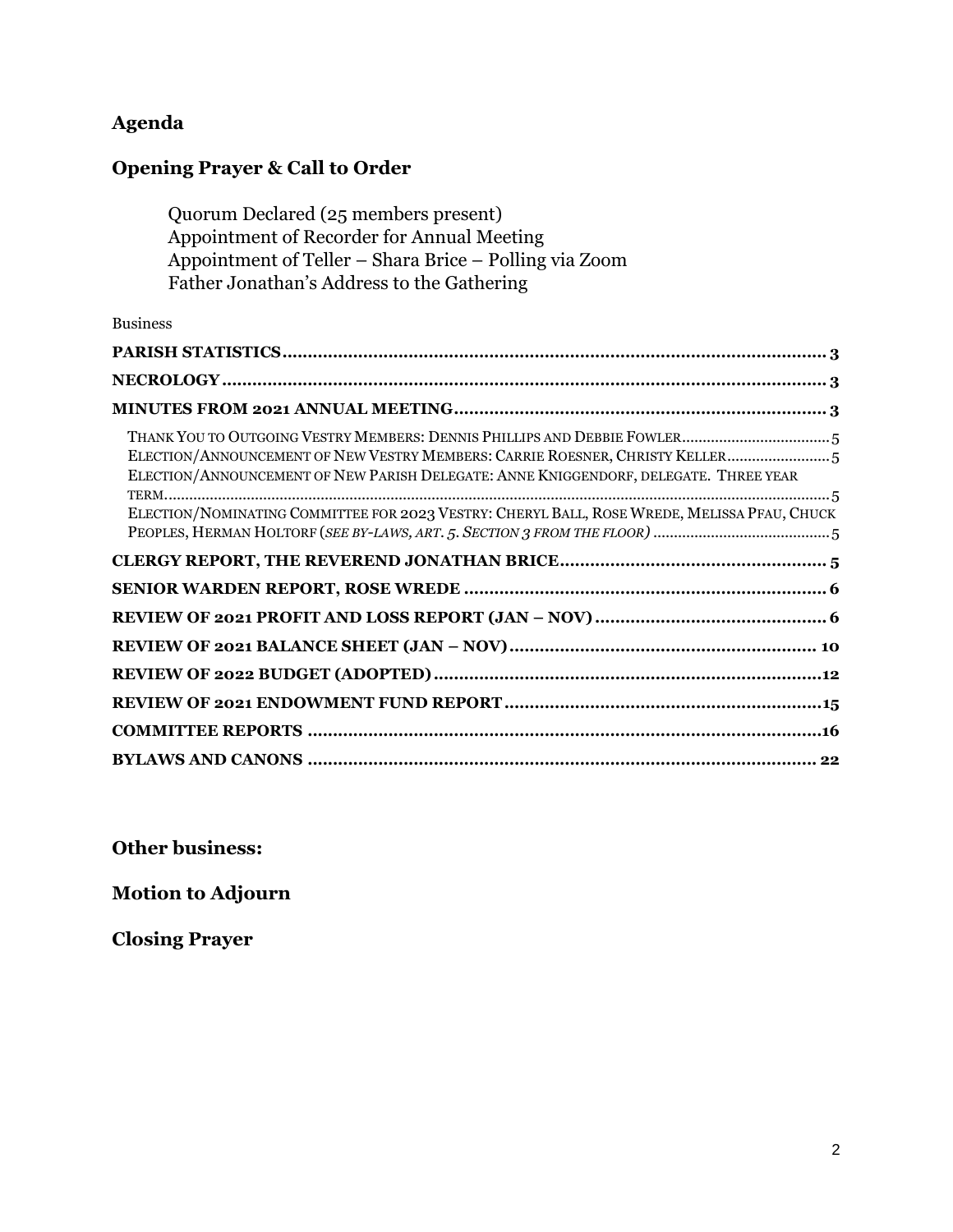## Agenda

## Opening Prayer & Call to Order

Quorum Declared (25 members present)
Appointment of Recorder for Annual Meeting
Appointment of Teller – Shara Brice – Polling via Zoom
Father Jonathan's Address to the Gathering

Business

**PARISH STATISTICS** ..... 3

**NECROLOGY** ..... 3

**MINUTES FROM 2021 ANNUAL MEETING** ..... 3

- THANK YOU TO OUTGOING VESTRY MEMBERS: DENNIS PHILLIPS AND DEBBIE FOWLER ..... 5
- ELECTION/ANNOUNCEMENT OF NEW VESTRY MEMBERS: CARRIE ROESNER, CHRISTY KELLER ..... 5
- ELECTION/ANNOUNCEMENT OF NEW PARISH DELEGATE: ANNE KNIGGENDORF, DELEGATE. THREE YEAR TERM. ..... 5
- ELECTION/NOMINATING COMMITTEE FOR 2023 VESTRY: CHERYL BALL, ROSE WREDE, MELISSA PFAU, CHUCK PEOPLES, HERMAN HOLTORF (*SEE BY-LAWS, ART. 5. SECTION 3 FROM THE FLOOR)* ..... 5

**CLERGY REPORT, THE REVEREND JONATHAN BRICE** ..... 5

**SENIOR WARDEN REPORT, ROSE WREDE** ..... 6

**REVIEW OF 2021 PROFIT AND LOSS REPORT (JAN – NOV)** ..... 6

**REVIEW OF 2021 BALANCE SHEET (JAN – NOV)** ..... 10

**REVIEW OF 2022 BUDGET (ADOPTED)** ..... 12

**REVIEW OF 2021 ENDOWMENT FUND REPORT** ..... 15

**COMMITTEE REPORTS** ..... 16

**BYLAWS AND CANONS** ..... 22

## Other business:

## Motion to Adjourn

## Closing Prayer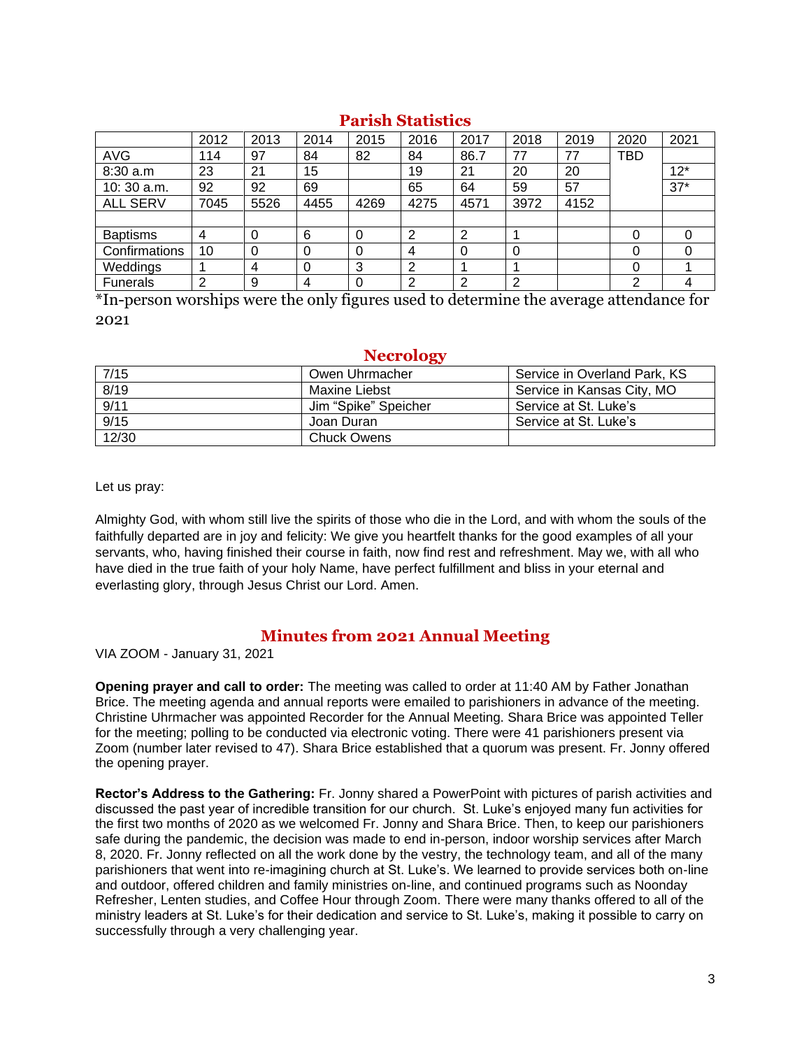## Parish Statistics

| | 2012 | 2013 | 2014 | 2015 | 2016 | 2017 | 2018 | 2019 | 2020 | 2021 |
|---|---|---|---|---|---|---|---|---|---|---|
| AVG | 114 | 97 | 84 | 82 | 84 | 86.7 | 77 | 77 | TBD | |
| 8:30 a.m | 23 | 21 | 15 | | 19 | 21 | 20 | 20 | | 12* |
| 10: 30 a.m. | 92 | 92 | 69 | | 65 | 64 | 59 | 57 | | 37* |
| ALL SERV | 7045 | 5526 | 4455 | 4269 | 4275 | 4571 | 3972 | 4152 | | |
| | | | | | | | | | | |
| Baptisms | 4 | 0 | 6 | 0 | 2 | 2 | 1 | | 0 | 0 |
| Confirmations | 10 | 0 | 0 | 0 | 4 | 0 | 0 | | 0 | 0 |
| Weddings | 1 | 4 | 0 | 3 | 2 | 1 | 1 | | 0 | 1 |
| Funerals | 2 | 9 | 4 | 0 | 2 | 2 | 2 | | 2 | 4 |

*In-person worships were the only figures used to determine the average attendance for 2021

## Necrology

| | | |
|---|---|---|
| 7/15 | Owen Uhrmacher | Service in Overland Park, KS |
| 8/19 | Maxine Liebst | Service in Kansas City, MO |
| 9/11 | Jim "Spike" Speicher | Service at St. Luke's |
| 9/15 | Joan Duran | Service at St. Luke's |
| 12/30 | Chuck Owens | |

Let us pray:

Almighty God, with whom still live the spirits of those who die in the Lord, and with whom the souls of the faithfully departed are in joy and felicity: We give you heartfelt thanks for the good examples of all your servants, who, having finished their course in faith, now find rest and refreshment. May we, with all who have died in the true faith of your holy Name, have perfect fulfillment and bliss in your eternal and everlasting glory, through Jesus Christ our Lord. Amen.

## Minutes from 2021 Annual Meeting

VIA ZOOM - January 31, 2021

**Opening prayer and call to order:** The meeting was called to order at 11:40 AM by Father Jonathan Brice. The meeting agenda and annual reports were emailed to parishioners in advance of the meeting. Christine Uhrmacher was appointed Recorder for the Annual Meeting. Shara Brice was appointed Teller for the meeting; polling to be conducted via electronic voting. There were 41 parishioners present via Zoom (number later revised to 47). Shara Brice established that a quorum was present. Fr. Jonny offered the opening prayer.

**Rector's Address to the Gathering:** Fr. Jonny shared a PowerPoint with pictures of parish activities and discussed the past year of incredible transition for our church. St. Luke's enjoyed many fun activities for the first two months of 2020 as we welcomed Fr. Jonny and Shara Brice. Then, to keep our parishioners safe during the pandemic, the decision was made to end in-person, indoor worship services after March 8, 2020. Fr. Jonny reflected on all the work done by the vestry, the technology team, and all of the many parishioners that went into re-imagining church at St. Luke's. We learned to provide services both on-line and outdoor, offered children and family ministries on-line, and continued programs such as Noonday Refresher, Lenten studies, and Coffee Hour through Zoom. There were many thanks offered to all of the ministry leaders at St. Luke's for their dedication and service to St. Luke's, making it possible to carry on successfully through a very challenging year.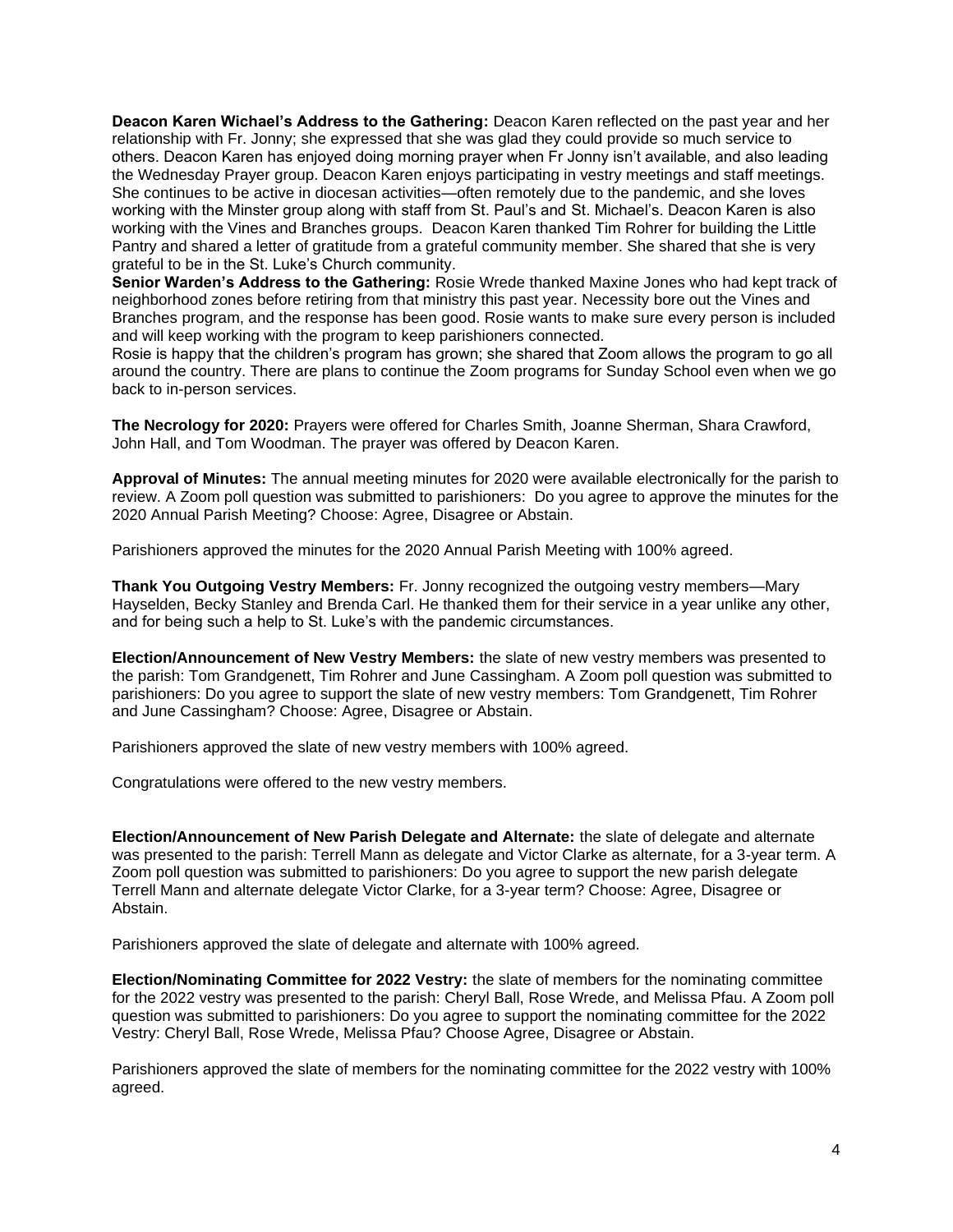**Deacon Karen Wichael's Address to the Gathering:** Deacon Karen reflected on the past year and her relationship with Fr. Jonny; she expressed that she was glad they could provide so much service to others. Deacon Karen has enjoyed doing morning prayer when Fr Jonny isn't available, and also leading the Wednesday Prayer group. Deacon Karen enjoys participating in vestry meetings and staff meetings. She continues to be active in diocesan activities—often remotely due to the pandemic, and she loves working with the Minster group along with staff from St. Paul's and St. Michael's. Deacon Karen is also working with the Vines and Branches groups. Deacon Karen thanked Tim Rohrer for building the Little Pantry and shared a letter of gratitude from a grateful community member. She shared that she is very grateful to be in the St. Luke's Church community.

**Senior Warden's Address to the Gathering:** Rosie Wrede thanked Maxine Jones who had kept track of neighborhood zones before retiring from that ministry this past year. Necessity bore out the Vines and Branches program, and the response has been good. Rosie wants to make sure every person is included and will keep working with the program to keep parishioners connected.

Rosie is happy that the children's program has grown; she shared that Zoom allows the program to go all around the country. There are plans to continue the Zoom programs for Sunday School even when we go back to in-person services.

**The Necrology for 2020:** Prayers were offered for Charles Smith, Joanne Sherman, Shara Crawford, John Hall, and Tom Woodman. The prayer was offered by Deacon Karen.

**Approval of Minutes:** The annual meeting minutes for 2020 were available electronically for the parish to review. A Zoom poll question was submitted to parishioners: Do you agree to approve the minutes for the 2020 Annual Parish Meeting? Choose: Agree, Disagree or Abstain.

Parishioners approved the minutes for the 2020 Annual Parish Meeting with 100% agreed.

**Thank You Outgoing Vestry Members:** Fr. Jonny recognized the outgoing vestry members—Mary Hayselden, Becky Stanley and Brenda Carl. He thanked them for their service in a year unlike any other, and for being such a help to St. Luke's with the pandemic circumstances.

**Election/Announcement of New Vestry Members:** the slate of new vestry members was presented to the parish: Tom Grandgenett, Tim Rohrer and June Cassingham. A Zoom poll question was submitted to parishioners: Do you agree to support the slate of new vestry members: Tom Grandgenett, Tim Rohrer and June Cassingham? Choose: Agree, Disagree or Abstain.

Parishioners approved the slate of new vestry members with 100% agreed.

Congratulations were offered to the new vestry members.

**Election/Announcement of New Parish Delegate and Alternate:** the slate of delegate and alternate was presented to the parish: Terrell Mann as delegate and Victor Clarke as alternate, for a 3-year term. A Zoom poll question was submitted to parishioners: Do you agree to support the new parish delegate Terrell Mann and alternate delegate Victor Clarke, for a 3-year term? Choose: Agree, Disagree or Abstain.

Parishioners approved the slate of delegate and alternate with 100% agreed.

**Election/Nominating Committee for 2022 Vestry:** the slate of members for the nominating committee for the 2022 vestry was presented to the parish: Cheryl Ball, Rose Wrede, and Melissa Pfau. A Zoom poll question was submitted to parishioners: Do you agree to support the nominating committee for the 2022 Vestry: Cheryl Ball, Rose Wrede, Melissa Pfau? Choose Agree, Disagree or Abstain.

Parishioners approved the slate of members for the nominating committee for the 2022 vestry with 100% agreed.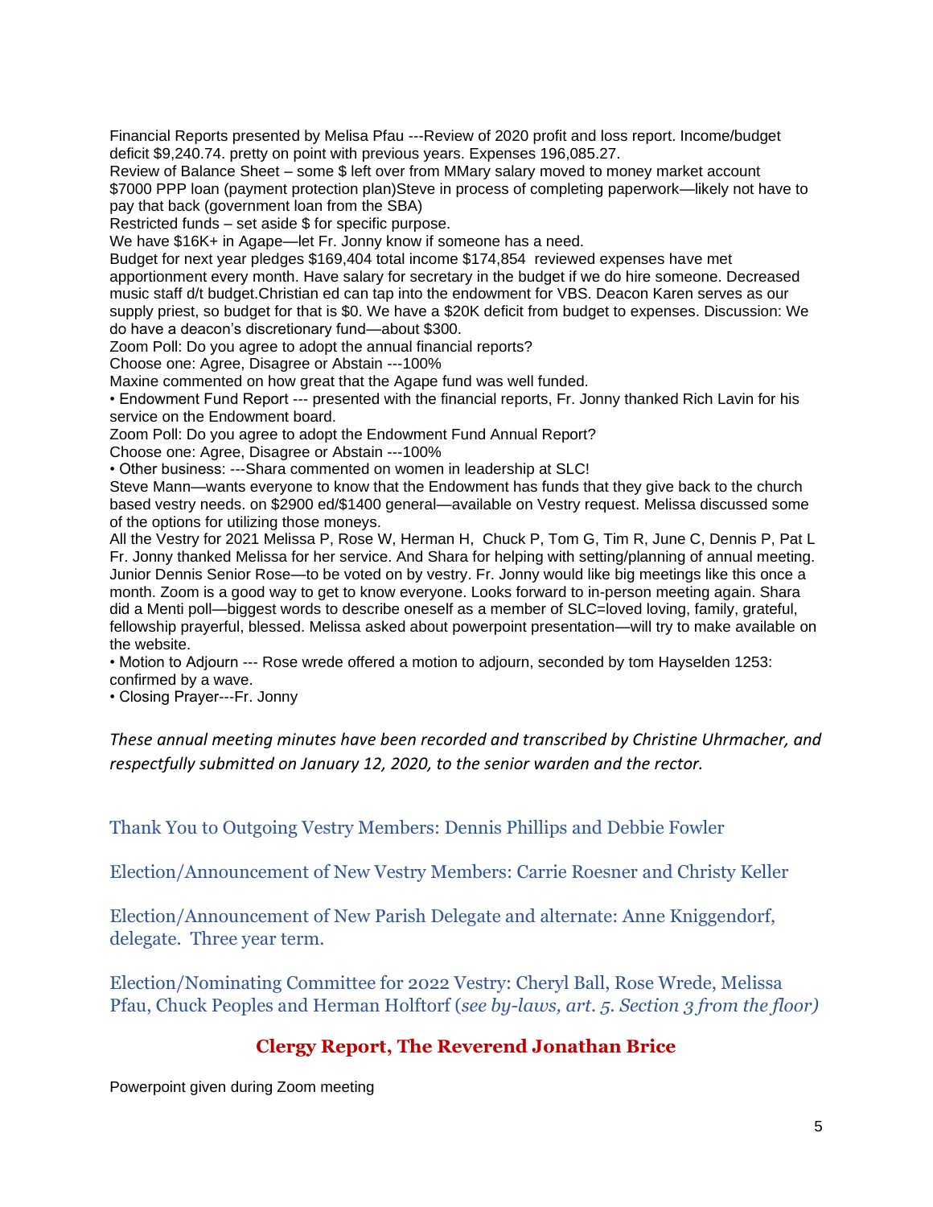Financial Reports presented by Melisa Pfau ---Review of 2020 profit and loss report. Income/budget deficit $9,240.74. pretty on point with previous years. Expenses 196,085.27.
Review of Balance Sheet – some $ left over from MMary salary moved to money market account
$7000 PPP loan (payment protection plan)Steve in process of completing paperwork—likely not have to pay that back (government loan from the SBA)
Restricted funds – set aside $ for specific purpose.
We have $16K+ in Agape—let Fr. Jonny know if someone has a need.
Budget for next year pledges $169,404 total income $174,854  reviewed expenses have met apportionment every month. Have salary for secretary in the budget if we do hire someone. Decreased music staff d/t budget.Christian ed can tap into the endowment for VBS. Deacon Karen serves as our supply priest, so budget for that is $0. We have a $20K deficit from budget to expenses. Discussion: We do have a deacon's discretionary fund—about $300.
Zoom Poll: Do you agree to adopt the annual financial reports?
Choose one: Agree, Disagree or Abstain ---100%
Maxine commented on how great that the Agape fund was well funded.
• Endowment Fund Report --- presented with the financial reports, Fr. Jonny thanked Rich Lavin for his service on the Endowment board.
Zoom Poll: Do you agree to adopt the Endowment Fund Annual Report?
Choose one: Agree, Disagree or Abstain ---100%
• Other business: ---Shara commented on women in leadership at SLC!
Steve Mann—wants everyone to know that the Endowment has funds that they give back to the church based vestry needs. on $2900 ed/$1400 general—available on Vestry request. Melissa discussed some of the options for utilizing those moneys.
All the Vestry for 2021 Melissa P, Rose W, Herman H,  Chuck P, Tom G, Tim R, June C, Dennis P, Pat L
Fr. Jonny thanked Melissa for her service. And Shara for helping with setting/planning of annual meeting. Junior Dennis Senior Rose—to be voted on by vestry. Fr. Jonny would like big meetings like this once a month. Zoom is a good way to get to know everyone. Looks forward to in-person meeting again. Shara did a Menti poll—biggest words to describe oneself as a member of SLC=loved loving, family, grateful, fellowship prayerful, blessed. Melissa asked about powerpoint presentation—will try to make available on the website.
• Motion to Adjourn --- Rose wrede offered a motion to adjourn, seconded by tom Hayselden 1253: confirmed by a wave.
• Closing Prayer---Fr. Jonny

*These annual meeting minutes have been recorded and transcribed by Christine Uhrmacher, and respectfully submitted on January 12, 2020, to the senior warden and the rector.*

Thank You to Outgoing Vestry Members: Dennis Phillips and Debbie Fowler

Election/Announcement of New Vestry Members: Carrie Roesner and Christy Keller

Election/Announcement of New Parish Delegate and alternate: Anne Kniggendorf, delegate.  Three year term.

Election/Nominating Committee for 2022 Vestry: Cheryl Ball, Rose Wrede, Melissa Pfau, Chuck Peoples and Herman Holftorf (*see by-laws, art. 5. Section 3 from the floor)*

## Clergy Report, The Reverend Jonathan Brice

Powerpoint given during Zoom meeting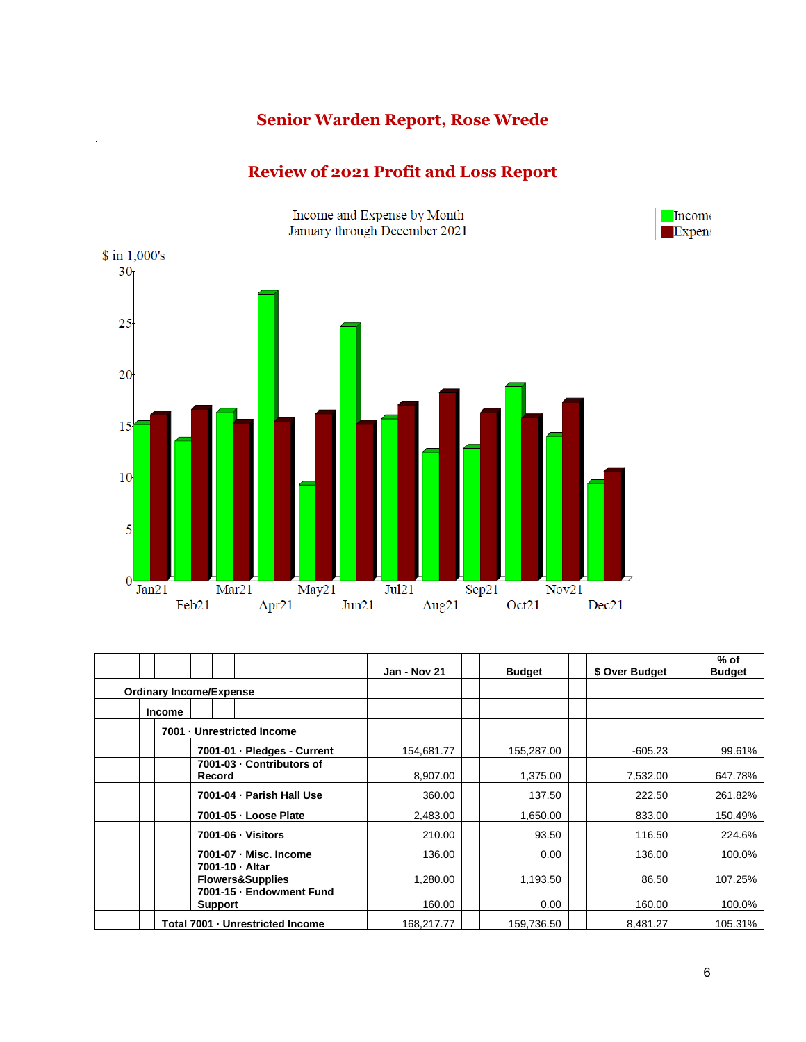## Senior Warden Report, Rose Wrede

## Review of 2021 Profit and Loss Report

Income and Expense by Month
January through December 2021

| | Jan - Nov 21 | Budget | $ Over Budget | % of Budget |
|---|---|---|---|---|
| **Ordinary Income/Expense** | | | | |
| **Income** | | | | |
| **7001 · Unrestricted Income** | | | | |
| **7001-01 · Pledges - Current** | 154,681.77 | 155,287.00 | -605.23 | 99.61% |
| **7001-03 · Contributors of Record** | 8,907.00 | 1,375.00 | 7,532.00 | 647.78% |
| **7001-04 · Parish Hall Use** | 360.00 | 137.50 | 222.50 | 261.82% |
| **7001-05 · Loose Plate** | 2,483.00 | 1,650.00 | 833.00 | 150.49% |
| **7001-06 · Visitors** | 210.00 | 93.50 | 116.50 | 224.6% |
| **7001-07 · Misc. Income** | 136.00 | 0.00 | 136.00 | 100.0% |
| **7001-10 · Altar Flowers&Supplies** | 1,280.00 | 1,193.50 | 86.50 | 107.25% |
| **7001-15 · Endowment Fund Support** | 160.00 | 0.00 | 160.00 | 100.0% |
| **Total 7001 · Unrestricted Income** | 168,217.77 | 159,736.50 | 8,481.27 | 105.31% |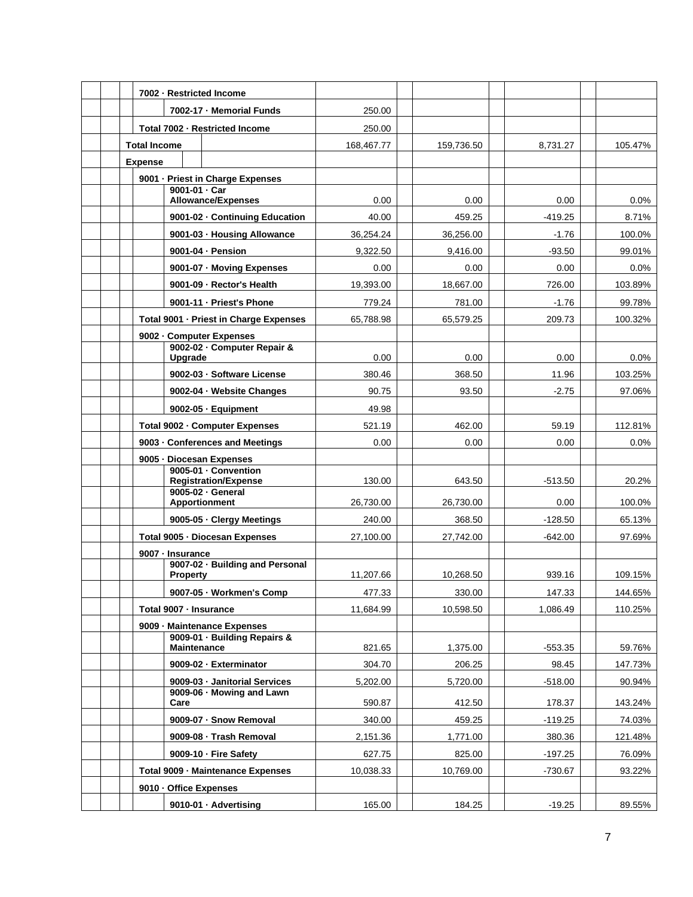| | Actual | Budget | $ Over Budget | % of Budget |
|---|---|---|---|---|
| 7002 · Restricted Income | | | | |
| 7002-17 · Memorial Funds | 250.00 | | | |
| Total 7002 · Restricted Income | 250.00 | | | |
| Total Income | 168,467.77 | 159,736.50 | 8,731.27 | 105.47% |
| Expense | | | | |
| 9001 · Priest in Charge Expenses | | | | |
| 9001-01 · Car Allowance/Expenses | 0.00 | 0.00 | 0.00 | 0.0% |
| 9001-02 · Continuing Education | 40.00 | 459.25 | -419.25 | 8.71% |
| 9001-03 · Housing Allowance | 36,254.24 | 36,256.00 | -1.76 | 100.0% |
| 9001-04 · Pension | 9,322.50 | 9,416.00 | -93.50 | 99.01% |
| 9001-07 · Moving Expenses | 0.00 | 0.00 | 0.00 | 0.0% |
| 9001-09 · Rector's Health | 19,393.00 | 18,667.00 | 726.00 | 103.89% |
| 9001-11 · Priest's Phone | 779.24 | 781.00 | -1.76 | 99.78% |
| Total 9001 · Priest in Charge Expenses | 65,788.98 | 65,579.25 | 209.73 | 100.32% |
| 9002 · Computer Expenses | | | | |
| 9002-02 · Computer Repair & Upgrade | 0.00 | 0.00 | 0.00 | 0.0% |
| 9002-03 · Software License | 380.46 | 368.50 | 11.96 | 103.25% |
| 9002-04 · Website Changes | 90.75 | 93.50 | -2.75 | 97.06% |
| 9002-05 · Equipment | 49.98 | | | |
| Total 9002 · Computer Expenses | 521.19 | 462.00 | 59.19 | 112.81% |
| 9003 · Conferences and Meetings | 0.00 | 0.00 | 0.00 | 0.0% |
| 9005 · Diocesan Expenses | | | | |
| 9005-01 · Convention Registration/Expense | 130.00 | 643.50 | -513.50 | 20.2% |
| 9005-02 · General Apportionment | 26,730.00 | 26,730.00 | 0.00 | 100.0% |
| 9005-05 · Clergy Meetings | 240.00 | 368.50 | -128.50 | 65.13% |
| Total 9005 · Diocesan Expenses | 27,100.00 | 27,742.00 | -642.00 | 97.69% |
| 9007 · Insurance | | | | |
| 9007-02 · Building and Personal Property | 11,207.66 | 10,268.50 | 939.16 | 109.15% |
| 9007-05 · Workmen's Comp | 477.33 | 330.00 | 147.33 | 144.65% |
| Total 9007 · Insurance | 11,684.99 | 10,598.50 | 1,086.49 | 110.25% |
| 9009 · Maintenance Expenses | | | | |
| 9009-01 · Building Repairs & Maintenance | 821.65 | 1,375.00 | -553.35 | 59.76% |
| 9009-02 · Exterminator | 304.70 | 206.25 | 98.45 | 147.73% |
| 9009-03 · Janitorial Services | 5,202.00 | 5,720.00 | -518.00 | 90.94% |
| 9009-06 · Mowing and Lawn Care | 590.87 | 412.50 | 178.37 | 143.24% |
| 9009-07 · Snow Removal | 340.00 | 459.25 | -119.25 | 74.03% |
| 9009-08 · Trash Removal | 2,151.36 | 1,771.00 | 380.36 | 121.48% |
| 9009-10 · Fire Safety | 627.75 | 825.00 | -197.25 | 76.09% |
| Total 9009 · Maintenance Expenses | 10,038.33 | 10,769.00 | -730.67 | 93.22% |
| 9010 · Office Expenses | | | | |
| 9010-01 · Advertising | 165.00 | 184.25 | -19.25 | 89.55% |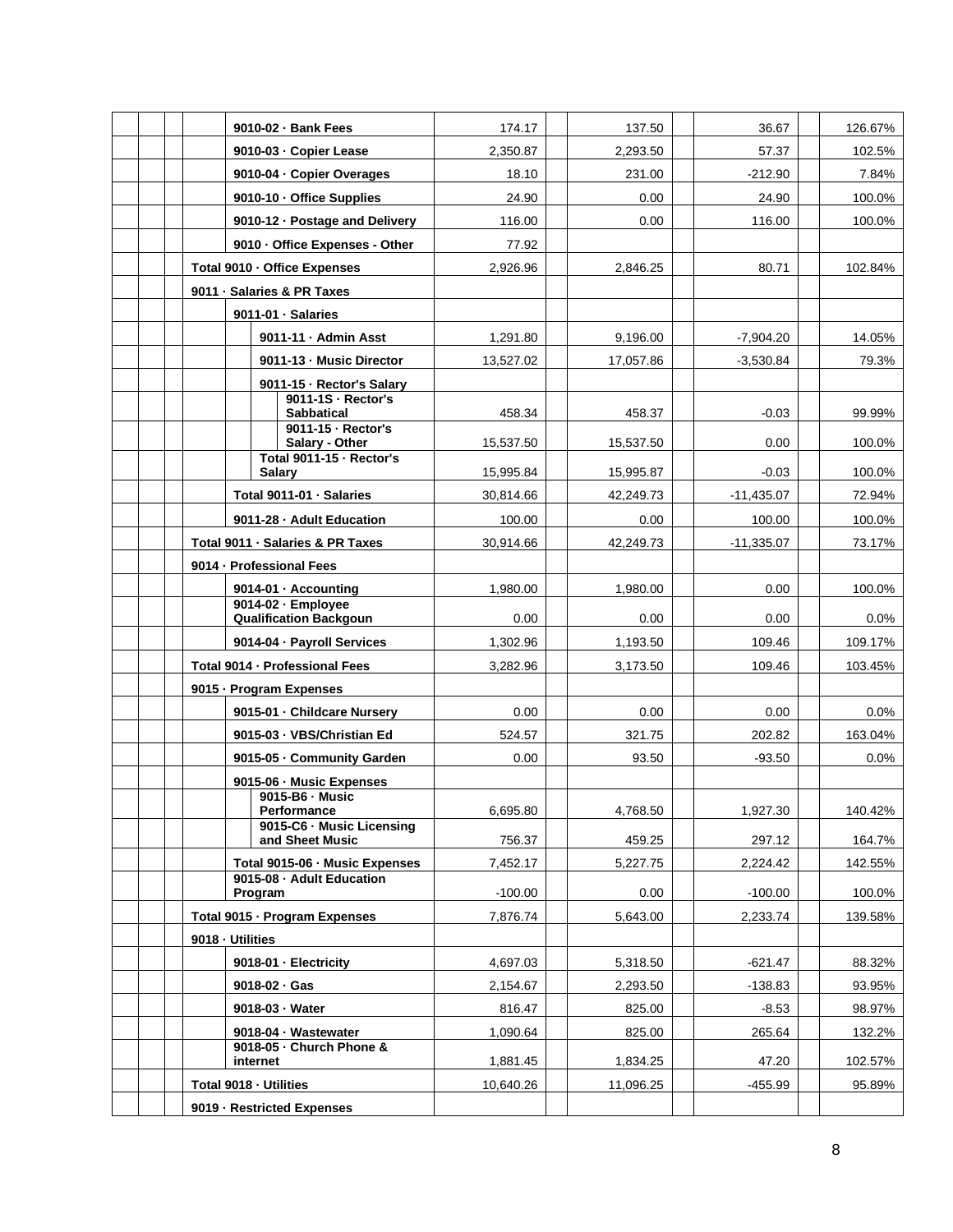| Account | Actual | Budget | $ Over Budget | % of Budget |
|---|---|---|---|---|
| 9010-02 · Bank Fees | 174.17 | 137.50 | 36.67 | 126.67% |
| 9010-03 · Copier Lease | 2,350.87 | 2,293.50 | 57.37 | 102.5% |
| 9010-04 · Copier Overages | 18.10 | 231.00 | -212.90 | 7.84% |
| 9010-10 · Office Supplies | 24.90 | 0.00 | 24.90 | 100.0% |
| 9010-12 · Postage and Delivery | 116.00 | 0.00 | 116.00 | 100.0% |
| 9010 · Office Expenses - Other | 77.92 | | | |
| Total 9010 · Office Expenses | 2,926.96 | 2,846.25 | 80.71 | 102.84% |
| 9011 · Salaries & PR Taxes | | | | |
| 9011-01 · Salaries | | | | |
| 9011-11 · Admin Asst | 1,291.80 | 9,196.00 | -7,904.20 | 14.05% |
| 9011-13 · Music Director | 13,527.02 | 17,057.86 | -3,530.84 | 79.3% |
| 9011-15 · Rector's Salary | | | | |
| 9011-1S · Rector's Sabbatical | 458.34 | 458.37 | -0.03 | 99.99% |
| 9011-15 · Rector's Salary - Other | 15,537.50 | 15,537.50 | 0.00 | 100.0% |
| Total 9011-15 · Rector's Salary | 15,995.84 | 15,995.87 | -0.03 | 100.0% |
| Total 9011-01 · Salaries | 30,814.66 | 42,249.73 | -11,435.07 | 72.94% |
| 9011-28 · Adult Education | 100.00 | 0.00 | 100.00 | 100.0% |
| Total 9011 · Salaries & PR Taxes | 30,914.66 | 42,249.73 | -11,335.07 | 73.17% |
| 9014 · Professional Fees | | | | |
| 9014-01 · Accounting | 1,980.00 | 1,980.00 | 0.00 | 100.0% |
| 9014-02 · Employee Qualification Backgoun | 0.00 | 0.00 | 0.00 | 0.0% |
| 9014-04 · Payroll Services | 1,302.96 | 1,193.50 | 109.46 | 109.17% |
| Total 9014 · Professional Fees | 3,282.96 | 3,173.50 | 109.46 | 103.45% |
| 9015 · Program Expenses | | | | |
| 9015-01 · Childcare Nursery | 0.00 | 0.00 | 0.00 | 0.0% |
| 9015-03 · VBS/Christian Ed | 524.57 | 321.75 | 202.82 | 163.04% |
| 9015-05 · Community Garden | 0.00 | 93.50 | -93.50 | 0.0% |
| 9015-06 · Music Expenses | | | | |
| 9015-B6 · Music Performance | 6,695.80 | 4,768.50 | 1,927.30 | 140.42% |
| 9015-C6 · Music Licensing and Sheet Music | 756.37 | 459.25 | 297.12 | 164.7% |
| Total 9015-06 · Music Expenses | 7,452.17 | 5,227.75 | 2,224.42 | 142.55% |
| 9015-08 · Adult Education Program | -100.00 | 0.00 | -100.00 | 100.0% |
| Total 9015 · Program Expenses | 7,876.74 | 5,643.00 | 2,233.74 | 139.58% |
| 9018 · Utilities | | | | |
| 9018-01 · Electricity | 4,697.03 | 5,318.50 | -621.47 | 88.32% |
| 9018-02 · Gas | 2,154.67 | 2,293.50 | -138.83 | 93.95% |
| 9018-03 · Water | 816.47 | 825.00 | -8.53 | 98.97% |
| 9018-04 · Wastewater | 1,090.64 | 825.00 | 265.64 | 132.2% |
| 9018-05 · Church Phone & internet | 1,881.45 | 1,834.25 | 47.20 | 102.57% |
| Total 9018 · Utilities | 10,640.26 | 11,096.25 | -455.99 | 95.89% |
| 9019 · Restricted Expenses | | | | |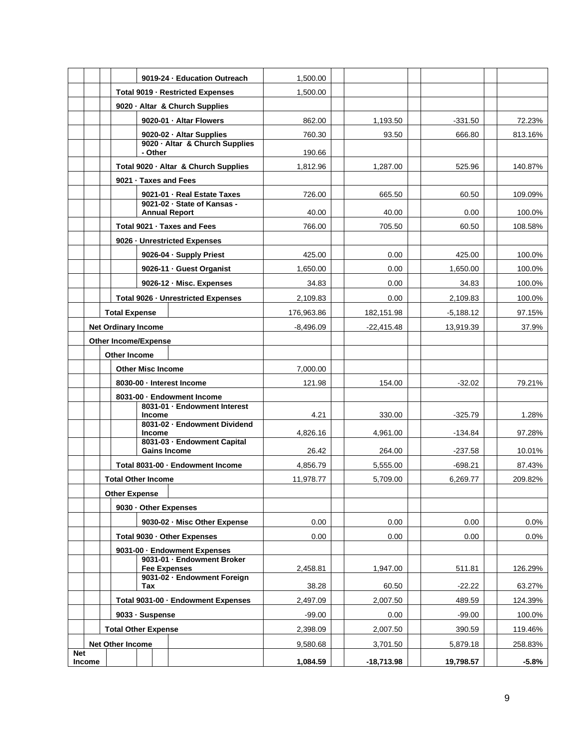| Account | Actual | Budget | $ Over Budget | % of Budget |
|---|---|---|---|---|
| 9019-24 · Education Outreach | 1,500.00 | | | |
| **Total 9019 · Restricted Expenses** | 1,500.00 | | | |
| **9020 · Altar & Church Supplies** | | | | |
| 9020-01 · Altar Flowers | 862.00 | 1,193.50 | -331.50 | 72.23% |
| 9020-02 · Altar Supplies | 760.30 | 93.50 | 666.80 | 813.16% |
| 9020 · Altar & Church Supplies - Other | 190.66 | | | |
| **Total 9020 · Altar & Church Supplies** | 1,812.96 | 1,287.00 | 525.96 | 140.87% |
| **9021 · Taxes and Fees** | | | | |
| 9021-01 · Real Estate Taxes | 726.00 | 665.50 | 60.50 | 109.09% |
| 9021-02 · State of Kansas - Annual Report | 40.00 | 40.00 | 0.00 | 100.0% |
| **Total 9021 · Taxes and Fees** | 766.00 | 705.50 | 60.50 | 108.58% |
| **9026 · Unrestricted Expenses** | | | | |
| 9026-04 · Supply Priest | 425.00 | 0.00 | 425.00 | 100.0% |
| 9026-11 · Guest Organist | 1,650.00 | 0.00 | 1,650.00 | 100.0% |
| 9026-12 · Misc. Expenses | 34.83 | 0.00 | 34.83 | 100.0% |
| **Total 9026 · Unrestricted Expenses** | 2,109.83 | 0.00 | 2,109.83 | 100.0% |
| **Total Expense** | 176,963.86 | 182,151.98 | -5,188.12 | 97.15% |
| **Net Ordinary Income** | -8,496.09 | -22,415.48 | 13,919.39 | 37.9% |
| **Other Income/Expense** | | | | |
| **Other Income** | | | | |
| **Other Misc Income** | 7,000.00 | | | |
| **8030-00 · Interest Income** | 121.98 | 154.00 | -32.02 | 79.21% |
| **8031-00 · Endowment Income** | | | | |
| 8031-01 · Endowment Interest Income | 4.21 | 330.00 | -325.79 | 1.28% |
| 8031-02 · Endowment Dividend Income | 4,826.16 | 4,961.00 | -134.84 | 97.28% |
| 8031-03 · Endowment Capital Gains Income | 26.42 | 264.00 | -237.58 | 10.01% |
| **Total 8031-00 · Endowment Income** | 4,856.79 | 5,555.00 | -698.21 | 87.43% |
| **Total Other Income** | 11,978.77 | 5,709.00 | 6,269.77 | 209.82% |
| **Other Expense** | | | | |
| **9030 · Other Expenses** | | | | |
| 9030-02 · Misc Other Expense | 0.00 | 0.00 | 0.00 | 0.0% |
| **Total 9030 · Other Expenses** | 0.00 | 0.00 | 0.00 | 0.0% |
| **9031-00 · Endowment Expenses** | | | | |
| 9031-01 · Endowment Broker Fee Expenses | 2,458.81 | 1,947.00 | 511.81 | 126.29% |
| 9031-02 · Endowment Foreign Tax | 38.28 | 60.50 | -22.22 | 63.27% |
| **Total 9031-00 · Endowment Expenses** | 2,497.09 | 2,007.50 | 489.59 | 124.39% |
| **9033 · Suspense** | -99.00 | 0.00 | -99.00 | 100.0% |
| **Total Other Expense** | 2,398.09 | 2,007.50 | 390.59 | 119.46% |
| **Net Other Income** | 9,580.68 | 3,701.50 | 5,879.18 | 258.83% |
| **Net Income** | **1,084.59** | **-18,713.98** | **19,798.57** | **-5.8%** |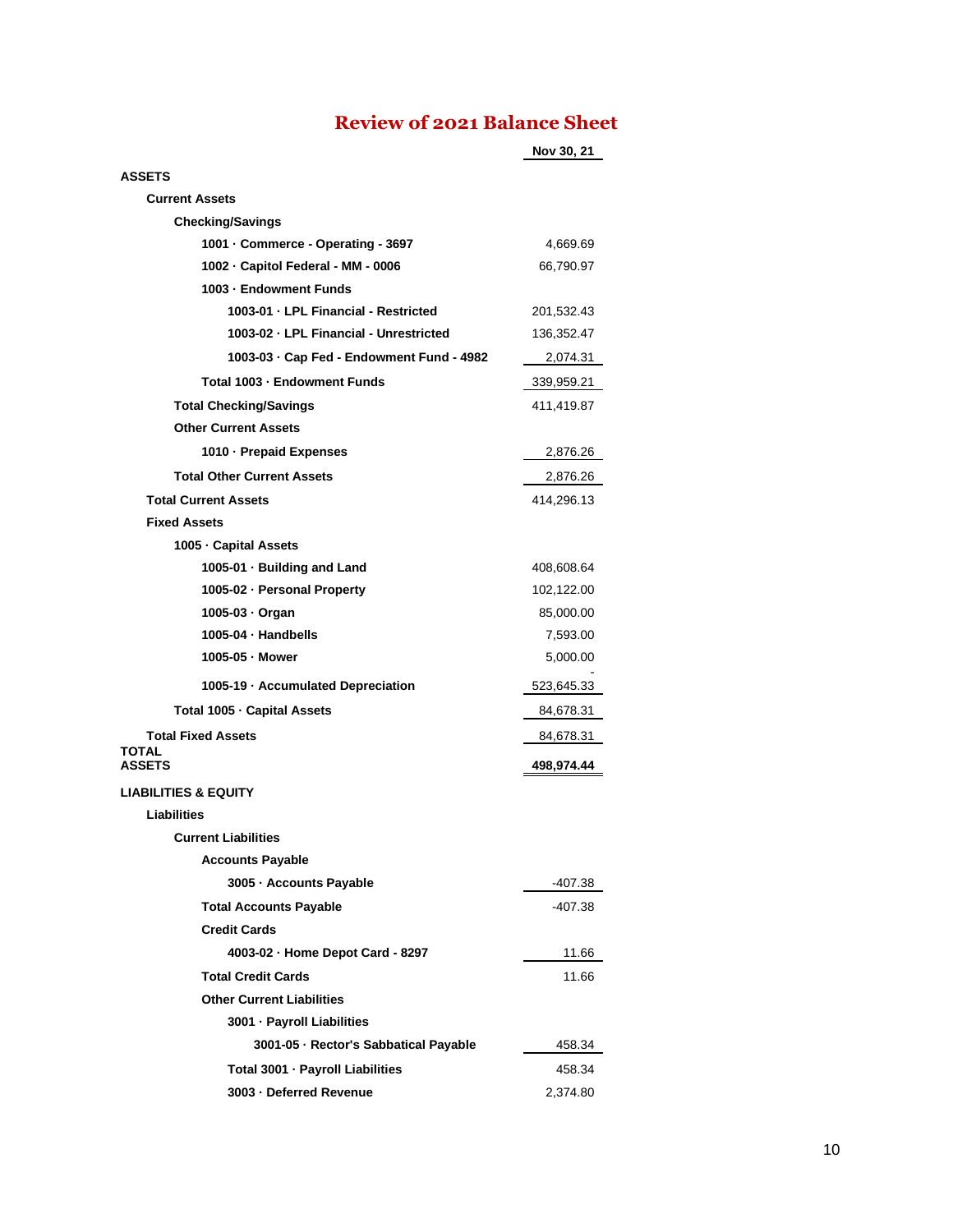# Review of 2021 Balance Sheet

| | Nov 30, 21 |
|---|---|
| **ASSETS** | |
| **Current Assets** | |
| **Checking/Savings** | |
| **1001 · Commerce - Operating - 3697** | 4,669.69 |
| **1002 · Capitol Federal - MM - 0006** | 66,790.97 |
| **1003 · Endowment Funds** | |
| **1003-01 · LPL Financial - Restricted** | 201,532.43 |
| **1003-02 · LPL Financial - Unrestricted** | 136,352.47 |
| **1003-03 · Cap Fed - Endowment Fund - 4982** | 2,074.31 |
| **Total 1003 · Endowment Funds** | 339,959.21 |
| **Total Checking/Savings** | 411,419.87 |
| **Other Current Assets** | |
| **1010 · Prepaid Expenses** | 2,876.26 |
| **Total Other Current Assets** | 2,876.26 |
| **Total Current Assets** | 414,296.13 |
| **Fixed Assets** | |
| **1005 · Capital Assets** | |
| **1005-01 · Building and Land** | 408,608.64 |
| **1005-02 · Personal Property** | 102,122.00 |
| **1005-03 · Organ** | 85,000.00 |
| **1005-04 · Handbells** | 7,593.00 |
| **1005-05 · Mower** | 5,000.00 |
| **1005-19 · Accumulated Depreciation** | -523,645.33 |
| **Total 1005 · Capital Assets** | 84,678.31 |
| **Total Fixed Assets** | 84,678.31 |
| **TOTAL ASSETS** | **498,974.44** |
| **LIABILITIES & EQUITY** | |
| **Liabilities** | |
| **Current Liabilities** | |
| **Accounts Payable** | |
| **3005 · Accounts Payable** | -407.38 |
| **Total Accounts Payable** | -407.38 |
| **Credit Cards** | |
| **4003-02 · Home Depot Card - 8297** | 11.66 |
| **Total Credit Cards** | 11.66 |
| **Other Current Liabilities** | |
| **3001 · Payroll Liabilities** | |
| **3001-05 · Rector's Sabbatical Payable** | 458.34 |
| **Total 3001 · Payroll Liabilities** | 458.34 |
| **3003 · Deferred Revenue** | 2,374.80 |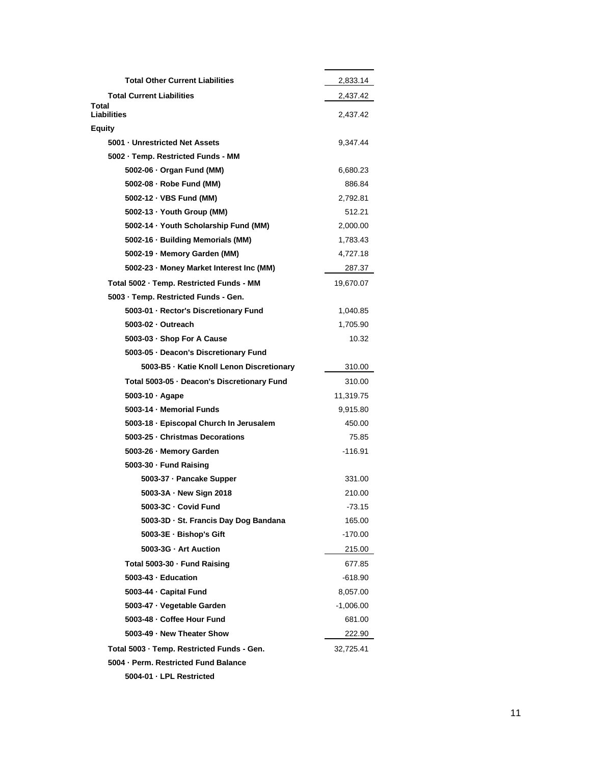| | |
|---|---|
| **Total Other Current Liabilities** | 2,833.14 |
| **Total Current Liabilities** | 2,437.42 |
| **Total Liabilities** | 2,437.42 |
| **Equity** | |
| **5001 · Unrestricted Net Assets** | 9,347.44 |
| **5002 · Temp. Restricted Funds - MM** | |
| **5002-06 · Organ Fund (MM)** | 6,680.23 |
| **5002-08 · Robe Fund (MM)** | 886.84 |
| **5002-12 · VBS Fund (MM)** | 2,792.81 |
| **5002-13 · Youth Group (MM)** | 512.21 |
| **5002-14 · Youth Scholarship Fund (MM)** | 2,000.00 |
| **5002-16 · Building Memorials (MM)** | 1,783.43 |
| **5002-19 · Memory Garden (MM)** | 4,727.18 |
| **5002-23 · Money Market Interest Inc (MM)** | 287.37 |
| **Total 5002 · Temp. Restricted Funds - MM** | 19,670.07 |
| **5003 · Temp. Restricted Funds - Gen.** | |
| **5003-01 · Rector's Discretionary Fund** | 1,040.85 |
| **5003-02 · Outreach** | 1,705.90 |
| **5003-03 · Shop For A Cause** | 10.32 |
| **5003-05 · Deacon's Discretionary Fund** | |
| **5003-B5 · Katie Knoll Lenon Discretionary** | 310.00 |
| **Total 5003-05 · Deacon's Discretionary Fund** | 310.00 |
| **5003-10 · Agape** | 11,319.75 |
| **5003-14 · Memorial Funds** | 9,915.80 |
| **5003-18 · Episcopal Church In Jerusalem** | 450.00 |
| **5003-25 · Christmas Decorations** | 75.85 |
| **5003-26 · Memory Garden** | -116.91 |
| **5003-30 · Fund Raising** | |
| **5003-37 · Pancake Supper** | 331.00 |
| **5003-3A · New Sign 2018** | 210.00 |
| **5003-3C · Covid Fund** | -73.15 |
| **5003-3D · St. Francis Day Dog Bandana** | 165.00 |
| **5003-3E · Bishop's Gift** | -170.00 |
| **5003-3G · Art Auction** | 215.00 |
| **Total 5003-30 · Fund Raising** | 677.85 |
| **5003-43 · Education** | -618.90 |
| **5003-44 · Capital Fund** | 8,057.00 |
| **5003-47 · Vegetable Garden** | -1,006.00 |
| **5003-48 · Coffee Hour Fund** | 681.00 |
| **5003-49 · New Theater Show** | 222.90 |
| **Total 5003 · Temp. Restricted Funds - Gen.** | 32,725.41 |
| **5004 · Perm. Restricted Fund Balance** | |
| **5004-01 · LPL Restricted** | |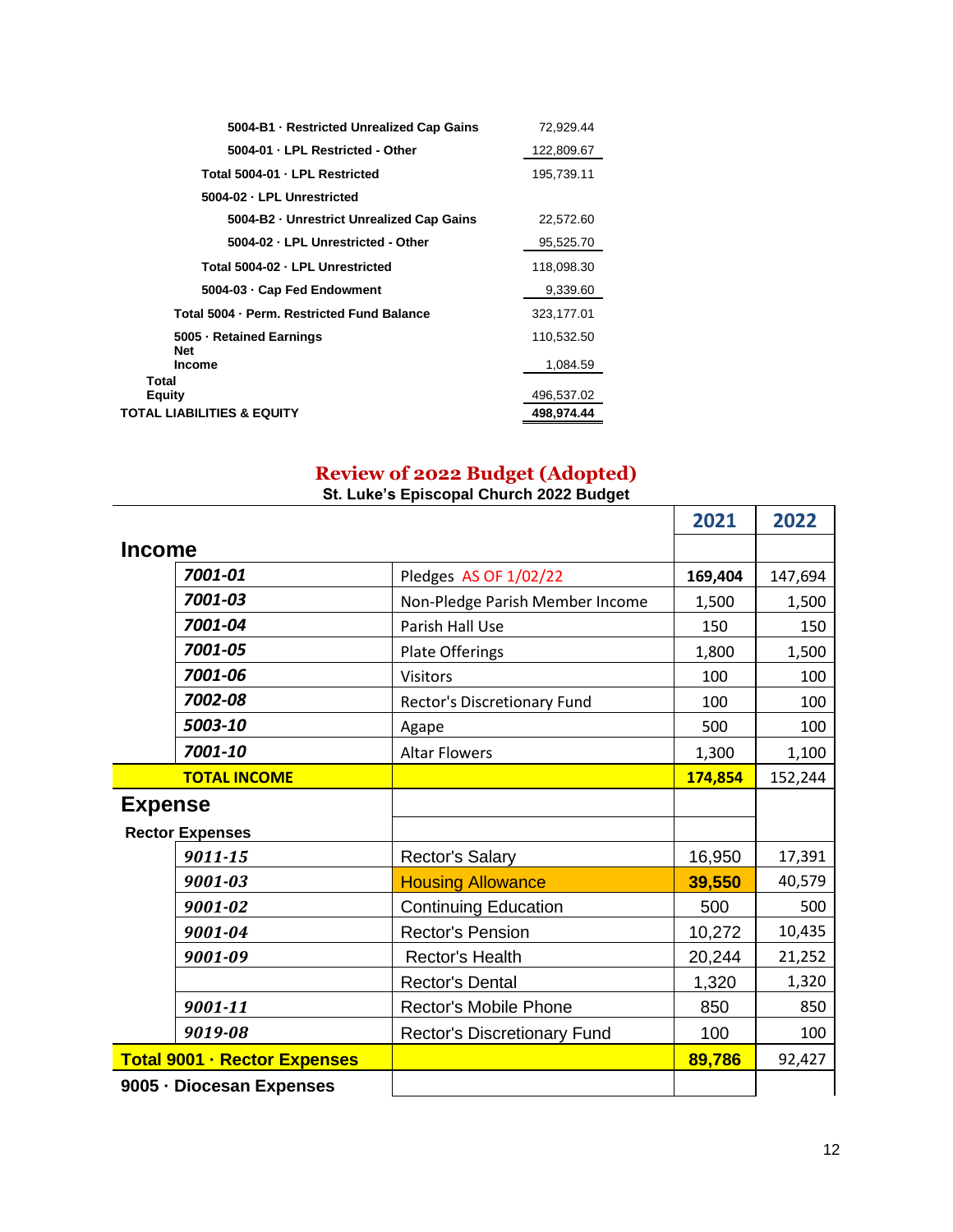| | |
|---|---|
| **5004-B1 · Restricted Unrealized Cap Gains** | 72,929.44 |
| **5004-01 · LPL Restricted - Other** | 122,809.67 |
| **Total 5004-01 · LPL Restricted** | 195,739.11 |
| **5004-02 · LPL Unrestricted** | |
| **5004-B2 · Unrestrict Unrealized Cap Gains** | 22,572.60 |
| **5004-02 · LPL Unrestricted - Other** | 95,525.70 |
| **Total 5004-02 · LPL Unrestricted** | 118,098.30 |
| **5004-03 · Cap Fed Endowment** | 9,339.60 |
| **Total 5004 · Perm. Restricted Fund Balance** | 323,177.01 |
| **5005 · Retained Earnings** | 110,532.50 |
| **Net Income** | 1,084.59 |
| **Total Equity** | 496,537.02 |
| **TOTAL LIABILITIES & EQUITY** | **498,974.44** |

## Review of 2022 Budget (Adopted)

**St. Luke's Episcopal Church 2022 Budget**

| | | | 2021 | 2022 |
|---|---|---|---|---|
| **Income** | | | | |
| | *7001-01* | Pledges AS OF 1/02/22 | **169,404** | 147,694 |
| | *7001-03* | Non-Pledge Parish Member Income | 1,500 | 1,500 |
| | *7001-04* | Parish Hall Use | 150 | 150 |
| | *7001-05* | Plate Offerings | 1,800 | 1,500 |
| | *7001-06* | Visitors | 100 | 100 |
| | *7002-08* | Rector's Discretionary Fund | 100 | 100 |
| | *5003-10* | Agape | 500 | 100 |
| | *7001-10* | Altar Flowers | 1,300 | 1,100 |
| | **TOTAL INCOME** | | **174,854** | 152,244 |
| **Expense** | | | | |
| **Rector Expenses** | | | | |
| | *9011-15* | Rector's Salary | 16,950 | 17,391 |
| | *9001-03* | Housing Allowance | **39,550** | 40,579 |
| | *9001-02* | Continuing Education | 500 | 500 |
| | *9001-04* | Rector's Pension | 10,272 | 10,435 |
| | *9001-09* | Rector's Health | 20,244 | 21,252 |
| | | Rector's Dental | 1,320 | 1,320 |
| | *9001-11* | Rector's Mobile Phone | 850 | 850 |
| | *9019-08* | Rector's Discretionary Fund | 100 | 100 |
| **Total 9001 · Rector Expenses** | | | **89,786** | 92,427 |
| **9005 · Diocesan Expenses** | | | | |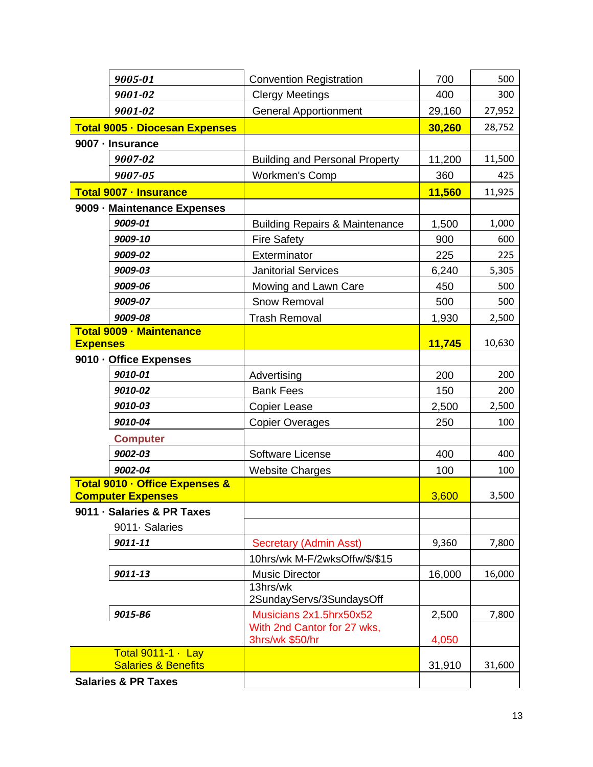| | | | |
|---|---|---|---|
| *9005-01* | Convention Registration | 700 | 500 |
| *9001-02* | Clergy Meetings | 400 | 300 |
| *9001-02* | General Apportionment | 29,160 | 27,952 |
| **Total 9005 · Diocesan Expenses** | | **30,260** | 28,752 |
| **9007 · Insurance** | | | |
| *9007-02* | Building and Personal Property | 11,200 | 11,500 |
| *9007-05* | Workmen's Comp | 360 | 425 |
| **Total 9007 · Insurance** | | **11,560** | 11,925 |
| **9009 · Maintenance Expenses** | | | |
| *9009-01* | Building Repairs & Maintenance | 1,500 | 1,000 |
| *9009-10* | Fire Safety | 900 | 600 |
| *9009-02* | Exterminator | 225 | 225 |
| *9009-03* | Janitorial Services | 6,240 | 5,305 |
| *9009-06* | Mowing and Lawn Care | 450 | 500 |
| *9009-07* | Snow Removal | 500 | 500 |
| *9009-08* | Trash Removal | 1,930 | 2,500 |
| **Total 9009 · Maintenance Expenses** | | **11,745** | 10,630 |
| **9010 · Office Expenses** | | | |
| *9010-01* | Advertising | 200 | 200 |
| *9010-02* | Bank Fees | 150 | 200 |
| *9010-03* | Copier Lease | 2,500 | 2,500 |
| *9010-04* | Copier Overages | 250 | 100 |
| **Computer** | | | |
| *9002-03* | Software License | 400 | 400 |
| *9002-04* | Website Charges | 100 | 100 |
| **Total 9010 · Office Expenses & Computer Expenses** | | 3,600 | 3,500 |
| **9011 · Salaries & PR Taxes** | | | |
| 9011· Salaries | | | |
| *9011-11* | Secretary (Admin Asst) | 9,360 | 7,800 |
| | 10hrs/wk M-F/2wksOffw/$/$15 | | |
| *9011-13* | Music Director | 16,000 | 16,000 |
| | 13hrs/wk 2SundayServs/3SundaysOff | | |
| *9015-B6* | Musicians 2x1.5hrx50x52 | 2,500 | 7,800 |
| | With 2nd Cantor for 27 wks, 3hrs/wk $50/hr | 4,050 | |
| Total 9011-1 · Lay Salaries & Benefits | | 31,910 | 31,600 |
| **Salaries & PR Taxes** | | | |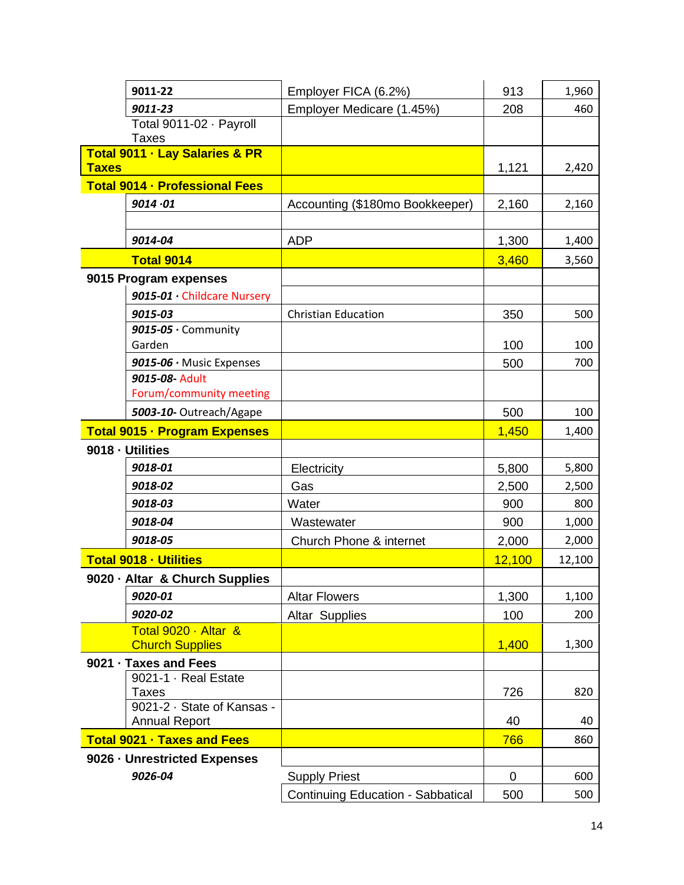| | | | |
|---|---|---|---|
| **9011-22** | Employer FICA (6.2%) | 913 | 1,960 |
| ***9011-23*** | Employer Medicare (1.45%) | 208 | 460 |
| Total 9011-02 · Payroll Taxes | | | |
| **Total 9011 · Lay Salaries & PR Taxes** | | 1,121 | 2,420 |
| **Total 9014 · Professional Fees** | | | |
| ***9014 ·01*** | Accounting ($180mo Bookkeeper) | 2,160 | 2,160 |
| | | | |
| ***9014-04*** | ADP | 1,300 | 1,400 |
| **Total 9014** | | 3,460 | 3,560 |
| **9015 Program expenses** | | | |
| ***9015-01*** · Childcare Nursery | | | |
| ***9015-03*** | Christian Education | 350 | 500 |
| ***9015-05*** · Community Garden | | 100 | 100 |
| ***9015-06*** · Music Expenses | | 500 | 700 |
| ***9015-08-*** Adult Forum/community meeting | | | |
| ***5003-10-*** Outreach/Agape | | 500 | 100 |
| **Total 9015 · Program Expenses** | | 1,450 | 1,400 |
| **9018 · Utilities** | | | |
| ***9018-01*** | Electricity | 5,800 | 5,800 |
| ***9018-02*** | Gas | 2,500 | 2,500 |
| ***9018-03*** | Water | 900 | 800 |
| ***9018-04*** | Wastewater | 900 | 1,000 |
| ***9018-05*** | Church Phone & internet | 2,000 | 2,000 |
| **Total 9018 · Utilities** | | 12,100 | 12,100 |
| **9020 · Altar & Church Supplies** | | | |
| ***9020-01*** | Altar Flowers | 1,300 | 1,100 |
| ***9020-02*** | Altar Supplies | 100 | 200 |
| Total 9020 · Altar & Church Supplies | | 1,400 | 1,300 |
| **9021 · Taxes and Fees** | | | |
| 9021-1 · Real Estate Taxes | | 726 | 820 |
| 9021-2 · State of Kansas - Annual Report | | 40 | 40 |
| **Total 9021 · Taxes and Fees** | | 766 | 860 |
| **9026 · Unrestricted Expenses** | | | |
| ***9026-04*** | Supply Priest | 0 | 600 |
| | Continuing Education - Sabbatical | 500 | 500 |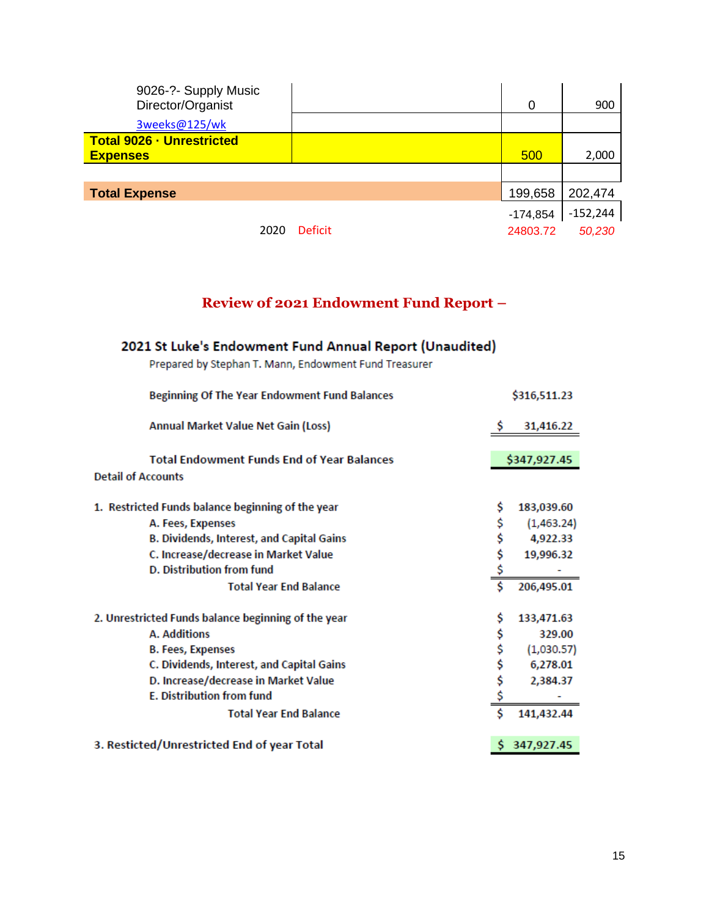| | | | |
|---|---|---|---|
| 9026-?- Supply Music Director/Organist | | 0 | 900 |
| 3weeks@125/wk | | | |
| **Total 9026 · Unrestricted Expenses** | | 500 | 2,000 |
| | | | |
| **Total Expense** | | 199,658 | 202,474 |
| | | -174,854 | -152,244 |
| 2020 | Deficit | 24803.72 | *50,230* |

## Review of 2021 Endowment Fund Report –

### 2021 St Luke's Endowment Fund Annual Report (Unaudited)

Prepared by Stephan T. Mann, Endowment Fund Treasurer

| | |
|---|---|
| Beginning Of The Year Endowment Fund Balances | $316,511.23 |
| Annual Market Value Net Gain (Loss) | $ 31,416.22 |
| **Total Endowment Funds End of Year Balances** | **$347,927.45** |

**Detail of Accounts**

| | |
|---|---|
| 1. Restricted Funds balance beginning of the year | $ 183,039.60 |
| A. Fees, Expenses | $ (1,463.24) |
| B. Dividends, Interest, and Capital Gains | $ 4,922.33 |
| C. Increase/decrease in Market Value | $ 19,996.32 |
| D. Distribution from fund | $ - |
| Total Year End Balance | $ 206,495.01 |
| | |
| 2. Unrestricted Funds balance beginning of the year | $ 133,471.63 |
| A. Additions | $ 329.00 |
| B. Fees, Expenses | $ (1,030.57) |
| C. Dividends, Interest, and Capital Gains | $ 6,278.01 |
| D. Increase/decrease in Market Value | $ 2,384.37 |
| E. Distribution from fund | $ - |
| Total Year End Balance | $ 141,432.44 |
| | |
| 3. Resticted/Unrestricted End of year Total | **$ 347,927.45** |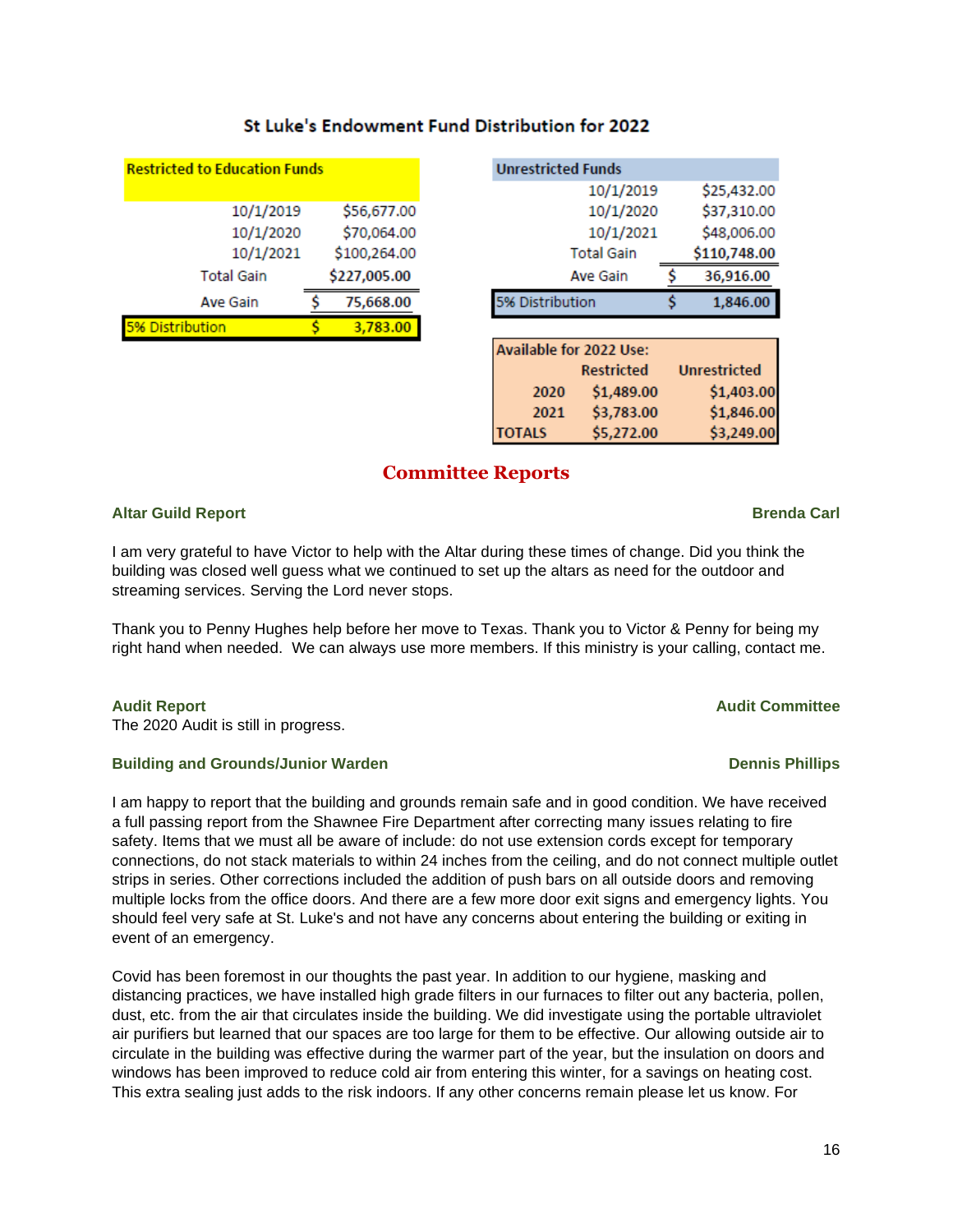## St Luke's Endowment Fund Distribution for 2022

| Restricted to Education Funds | |
|---|---|
| 10/1/2019 | $56,677.00 |
| 10/1/2020 | $70,064.00 |
| 10/1/2021 | $100,264.00 |
| Total Gain | $227,005.00 |
| Ave Gain | $ 75,668.00 |
| 5% Distribution | $ 3,783.00 |

| Unrestricted Funds | |
|---|---|
| 10/1/2019 | $25,432.00 |
| 10/1/2020 | $37,310.00 |
| 10/1/2021 | $48,006.00 |
| Total Gain | $110,748.00 |
| Ave Gain | $ 36,916.00 |
| 5% Distribution | $ 1,846.00 |

| Available for 2022 Use: | Restricted | Unrestricted |
|---|---|---|
| 2020 | $1,489.00 | $1,403.00 |
| 2021 | $3,783.00 | $1,846.00 |
| TOTALS | $5,272.00 | $3,249.00 |

# Committee Reports

### Altar Guild Report — Brenda Carl

I am very grateful to have Victor to help with the Altar during these times of change. Did you think the building was closed well guess what we continued to set up the altars as need for the outdoor and streaming services. Serving the Lord never stops.

Thank you to Penny Hughes help before her move to Texas. Thank you to Victor & Penny for being my right hand when needed. We can always use more members. If this ministry is your calling, contact me.

### Audit Report — Audit Committee

The 2020 Audit is still in progress.

### Building and Grounds/Junior Warden — Dennis Phillips

I am happy to report that the building and grounds remain safe and in good condition. We have received a full passing report from the Shawnee Fire Department after correcting many issues relating to fire safety. Items that we must all be aware of include: do not use extension cords except for temporary connections, do not stack materials to within 24 inches from the ceiling, and do not connect multiple outlet strips in series. Other corrections included the addition of push bars on all outside doors and removing multiple locks from the office doors. And there are a few more door exit signs and emergency lights. You should feel very safe at St. Luke's and not have any concerns about entering the building or exiting in event of an emergency.

Covid has been foremost in our thoughts the past year. In addition to our hygiene, masking and distancing practices, we have installed high grade filters in our furnaces to filter out any bacteria, pollen, dust, etc. from the air that circulates inside the building. We did investigate using the portable ultraviolet air purifiers but learned that our spaces are too large for them to be effective. Our allowing outside air to circulate in the building was effective during the warmer part of the year, but the insulation on doors and windows has been improved to reduce cold air from entering this winter, for a savings on heating cost. This extra sealing just adds to the risk indoors. If any other concerns remain please let us know. For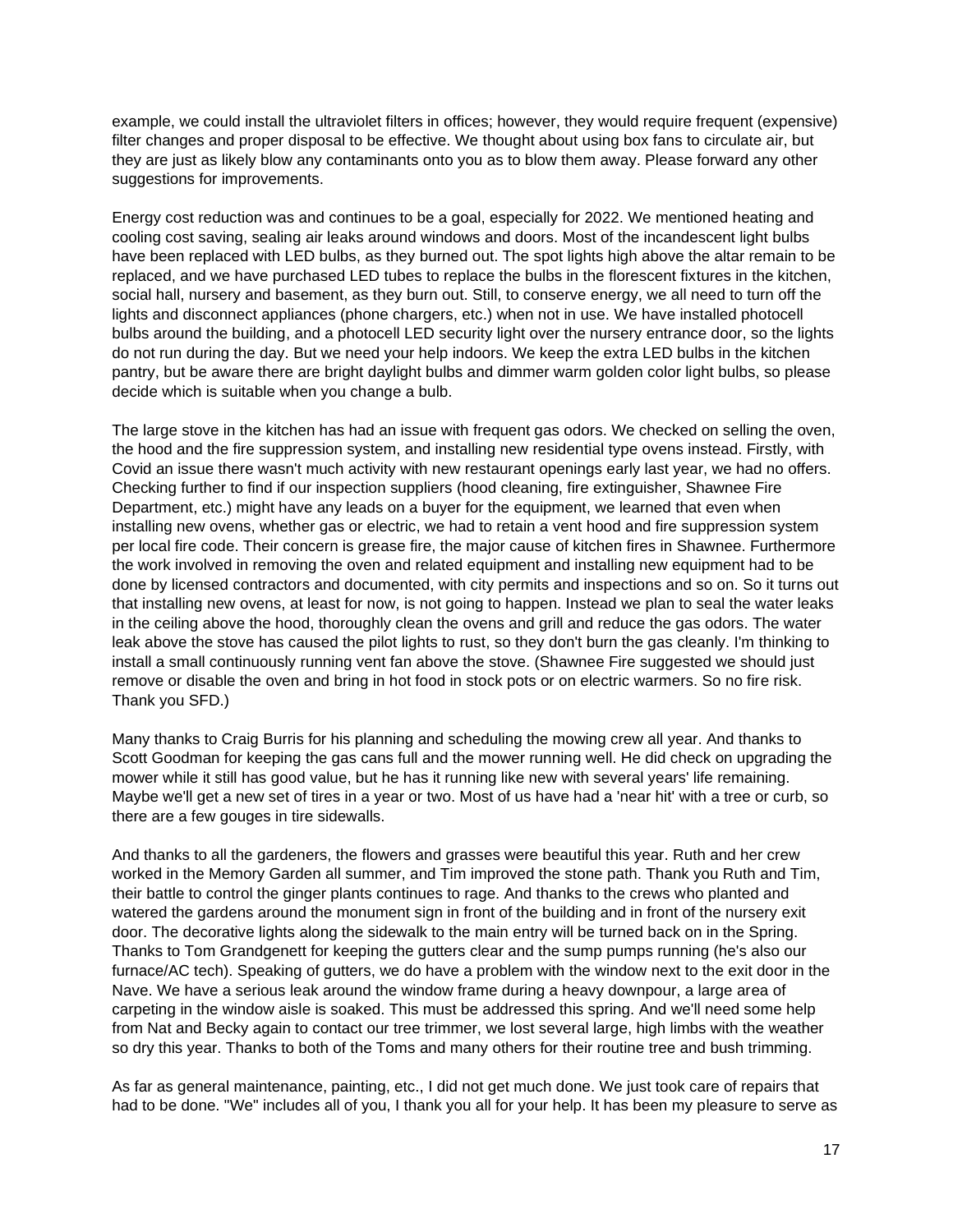example, we could install the ultraviolet filters in offices; however, they would require frequent (expensive) filter changes and proper disposal to be effective. We thought about using box fans to circulate air, but they are just as likely blow any contaminants onto you as to blow them away. Please forward any other suggestions for improvements.

Energy cost reduction was and continues to be a goal, especially for 2022. We mentioned heating and cooling cost saving, sealing air leaks around windows and doors. Most of the incandescent light bulbs have been replaced with LED bulbs, as they burned out. The spot lights high above the altar remain to be replaced, and we have purchased LED tubes to replace the bulbs in the florescent fixtures in the kitchen, social hall, nursery and basement, as they burn out. Still, to conserve energy, we all need to turn off the lights and disconnect appliances (phone chargers, etc.) when not in use. We have installed photocell bulbs around the building, and a photocell LED security light over the nursery entrance door, so the lights do not run during the day. But we need your help indoors. We keep the extra LED bulbs in the kitchen pantry, but be aware there are bright daylight bulbs and dimmer warm golden color light bulbs, so please decide which is suitable when you change a bulb.

The large stove in the kitchen has had an issue with frequent gas odors. We checked on selling the oven, the hood and the fire suppression system, and installing new residential type ovens instead. Firstly, with Covid an issue there wasn't much activity with new restaurant openings early last year, we had no offers. Checking further to find if our inspection suppliers (hood cleaning, fire extinguisher, Shawnee Fire Department, etc.) might have any leads on a buyer for the equipment, we learned that even when installing new ovens, whether gas or electric, we had to retain a vent hood and fire suppression system per local fire code. Their concern is grease fire, the major cause of kitchen fires in Shawnee. Furthermore the work involved in removing the oven and related equipment and installing new equipment had to be done by licensed contractors and documented, with city permits and inspections and so on. So it turns out that installing new ovens, at least for now, is not going to happen. Instead we plan to seal the water leaks in the ceiling above the hood, thoroughly clean the ovens and grill and reduce the gas odors. The water leak above the stove has caused the pilot lights to rust, so they don't burn the gas cleanly. I'm thinking to install a small continuously running vent fan above the stove. (Shawnee Fire suggested we should just remove or disable the oven and bring in hot food in stock pots or on electric warmers. So no fire risk. Thank you SFD.)

Many thanks to Craig Burris for his planning and scheduling the mowing crew all year. And thanks to Scott Goodman for keeping the gas cans full and the mower running well. He did check on upgrading the mower while it still has good value, but he has it running like new with several years' life remaining. Maybe we'll get a new set of tires in a year or two. Most of us have had a 'near hit' with a tree or curb, so there are a few gouges in tire sidewalls.

And thanks to all the gardeners, the flowers and grasses were beautiful this year. Ruth and her crew worked in the Memory Garden all summer, and Tim improved the stone path. Thank you Ruth and Tim, their battle to control the ginger plants continues to rage. And thanks to the crews who planted and watered the gardens around the monument sign in front of the building and in front of the nursery exit door. The decorative lights along the sidewalk to the main entry will be turned back on in the Spring. Thanks to Tom Grandgenett for keeping the gutters clear and the sump pumps running (he's also our furnace/AC tech). Speaking of gutters, we do have a problem with the window next to the exit door in the Nave. We have a serious leak around the window frame during a heavy downpour, a large area of carpeting in the window aisle is soaked. This must be addressed this spring. And we'll need some help from Nat and Becky again to contact our tree trimmer, we lost several large, high limbs with the weather so dry this year. Thanks to both of the Toms and many others for their routine tree and bush trimming.

As far as general maintenance, painting, etc., I did not get much done. We just took care of repairs that had to be done. "We" includes all of you, I thank you all for your help. It has been my pleasure to serve as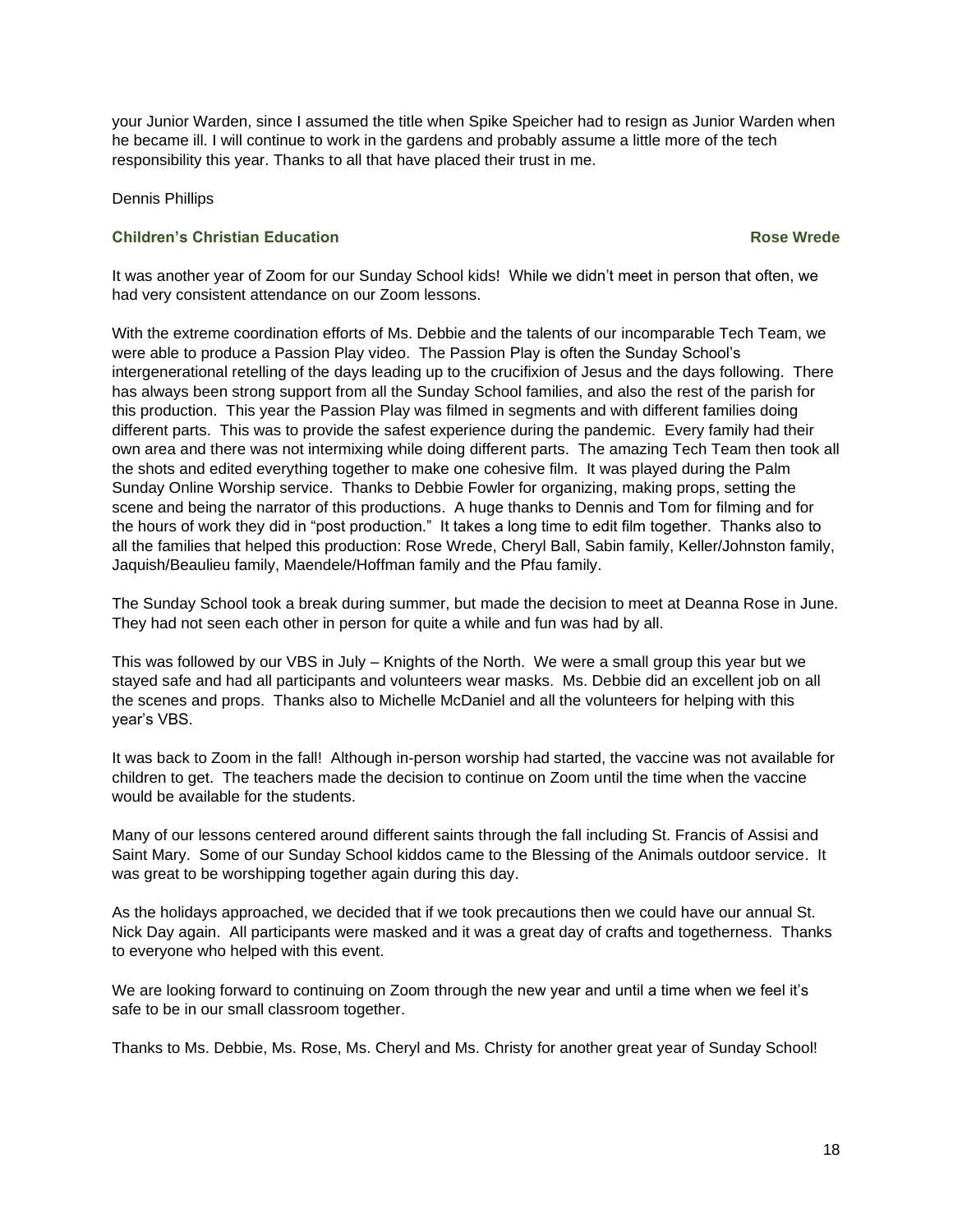your Junior Warden, since I assumed the title when Spike Speicher had to resign as Junior Warden when he became ill. I will continue to work in the gardens and probably assume a little more of the tech responsibility this year. Thanks to all that have placed their trust in me.

Dennis Phillips

### Children's Christian Education — Rose Wrede

It was another year of Zoom for our Sunday School kids! While we didn't meet in person that often, we had very consistent attendance on our Zoom lessons.

With the extreme coordination efforts of Ms. Debbie and the talents of our incomparable Tech Team, we were able to produce a Passion Play video. The Passion Play is often the Sunday School's intergenerational retelling of the days leading up to the crucifixion of Jesus and the days following. There has always been strong support from all the Sunday School families, and also the rest of the parish for this production. This year the Passion Play was filmed in segments and with different families doing different parts. This was to provide the safest experience during the pandemic. Every family had their own area and there was not intermixing while doing different parts. The amazing Tech Team then took all the shots and edited everything together to make one cohesive film. It was played during the Palm Sunday Online Worship service. Thanks to Debbie Fowler for organizing, making props, setting the scene and being the narrator of this productions. A huge thanks to Dennis and Tom for filming and for the hours of work they did in "post production." It takes a long time to edit film together. Thanks also to all the families that helped this production: Rose Wrede, Cheryl Ball, Sabin family, Keller/Johnston family, Jaquish/Beaulieu family, Maendele/Hoffman family and the Pfau family.

The Sunday School took a break during summer, but made the decision to meet at Deanna Rose in June. They had not seen each other in person for quite a while and fun was had by all.

This was followed by our VBS in July – Knights of the North. We were a small group this year but we stayed safe and had all participants and volunteers wear masks. Ms. Debbie did an excellent job on all the scenes and props. Thanks also to Michelle McDaniel and all the volunteers for helping with this year's VBS.

It was back to Zoom in the fall! Although in-person worship had started, the vaccine was not available for children to get. The teachers made the decision to continue on Zoom until the time when the vaccine would be available for the students.

Many of our lessons centered around different saints through the fall including St. Francis of Assisi and Saint Mary. Some of our Sunday School kiddos came to the Blessing of the Animals outdoor service. It was great to be worshipping together again during this day.

As the holidays approached, we decided that if we took precautions then we could have our annual St. Nick Day again. All participants were masked and it was a great day of crafts and togetherness. Thanks to everyone who helped with this event.

We are looking forward to continuing on Zoom through the new year and until a time when we feel it's safe to be in our small classroom together.

Thanks to Ms. Debbie, Ms. Rose, Ms. Cheryl and Ms. Christy for another great year of Sunday School!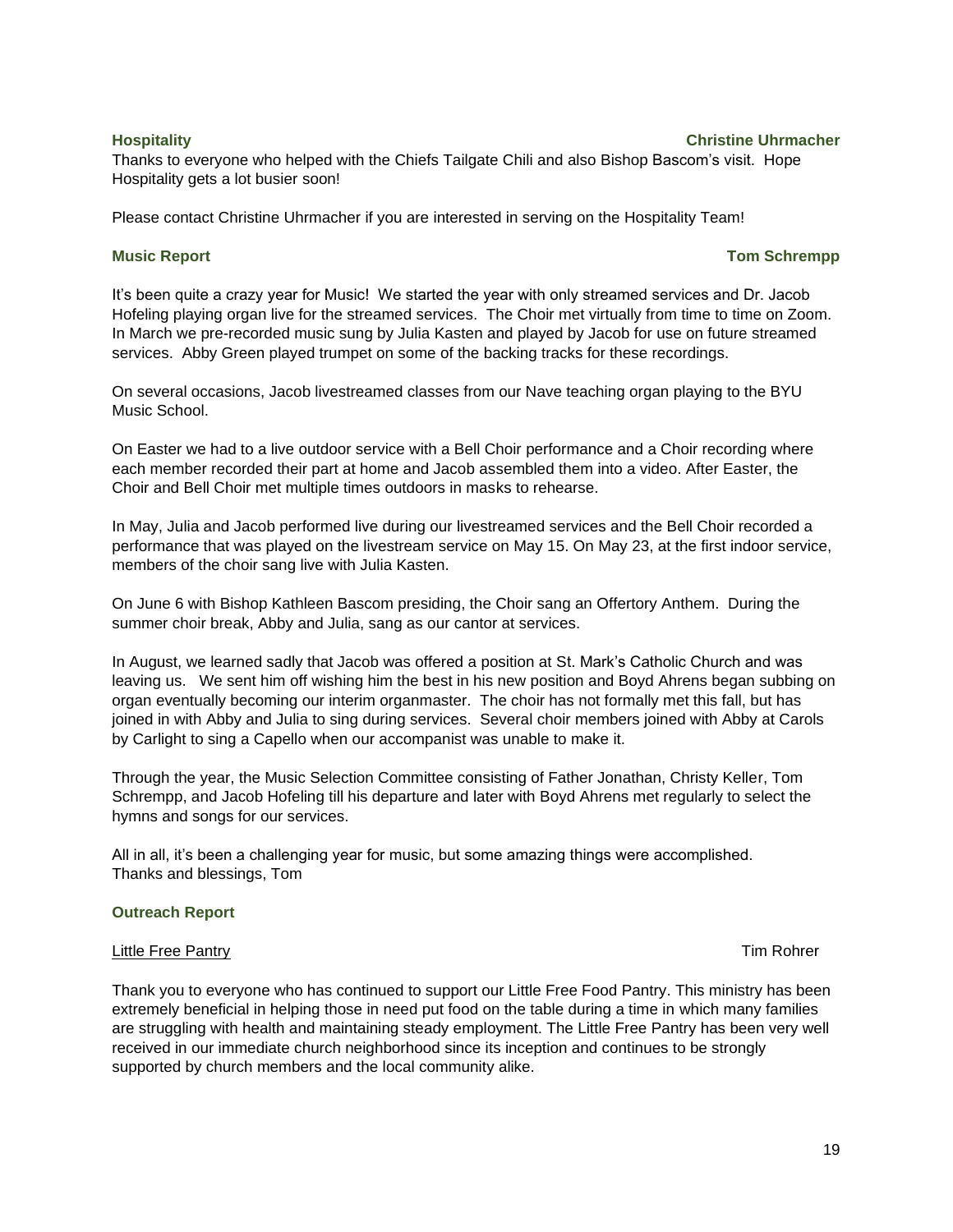### Hospitality — Christine Uhrmacher

Thanks to everyone who helped with the Chiefs Tailgate Chili and also Bishop Bascom's visit. Hope Hospitality gets a lot busier soon!

Please contact Christine Uhrmacher if you are interested in serving on the Hospitality Team!

### Music Report — Tom Schrempp

It's been quite a crazy year for Music! We started the year with only streamed services and Dr. Jacob Hofeling playing organ live for the streamed services. The Choir met virtually from time to time on Zoom. In March we pre-recorded music sung by Julia Kasten and played by Jacob for use on future streamed services. Abby Green played trumpet on some of the backing tracks for these recordings.

On several occasions, Jacob livestreamed classes from our Nave teaching organ playing to the BYU Music School.

On Easter we had to a live outdoor service with a Bell Choir performance and a Choir recording where each member recorded their part at home and Jacob assembled them into a video. After Easter, the Choir and Bell Choir met multiple times outdoors in masks to rehearse.

In May, Julia and Jacob performed live during our livestreamed services and the Bell Choir recorded a performance that was played on the livestream service on May 15. On May 23, at the first indoor service, members of the choir sang live with Julia Kasten.

On June 6 with Bishop Kathleen Bascom presiding, the Choir sang an Offertory Anthem. During the summer choir break, Abby and Julia, sang as our cantor at services.

In August, we learned sadly that Jacob was offered a position at St. Mark's Catholic Church and was leaving us. We sent him off wishing him the best in his new position and Boyd Ahrens began subbing on organ eventually becoming our interim organmaster. The choir has not formally met this fall, but has joined in with Abby and Julia to sing during services. Several choir members joined with Abby at Carols by Carlight to sing a Capello when our accompanist was unable to make it.

Through the year, the Music Selection Committee consisting of Father Jonathan, Christy Keller, Tom Schrempp, and Jacob Hofeling till his departure and later with Boyd Ahrens met regularly to select the hymns and songs for our services.

All in all, it's been a challenging year for music, but some amazing things were accomplished.
Thanks and blessings, Tom

### Outreach Report

#### Little Free Pantry — Tim Rohrer

Thank you to everyone who has continued to support our Little Free Food Pantry. This ministry has been extremely beneficial in helping those in need put food on the table during a time in which many families are struggling with health and maintaining steady employment. The Little Free Pantry has been very well received in our immediate church neighborhood since its inception and continues to be strongly supported by church members and the local community alike.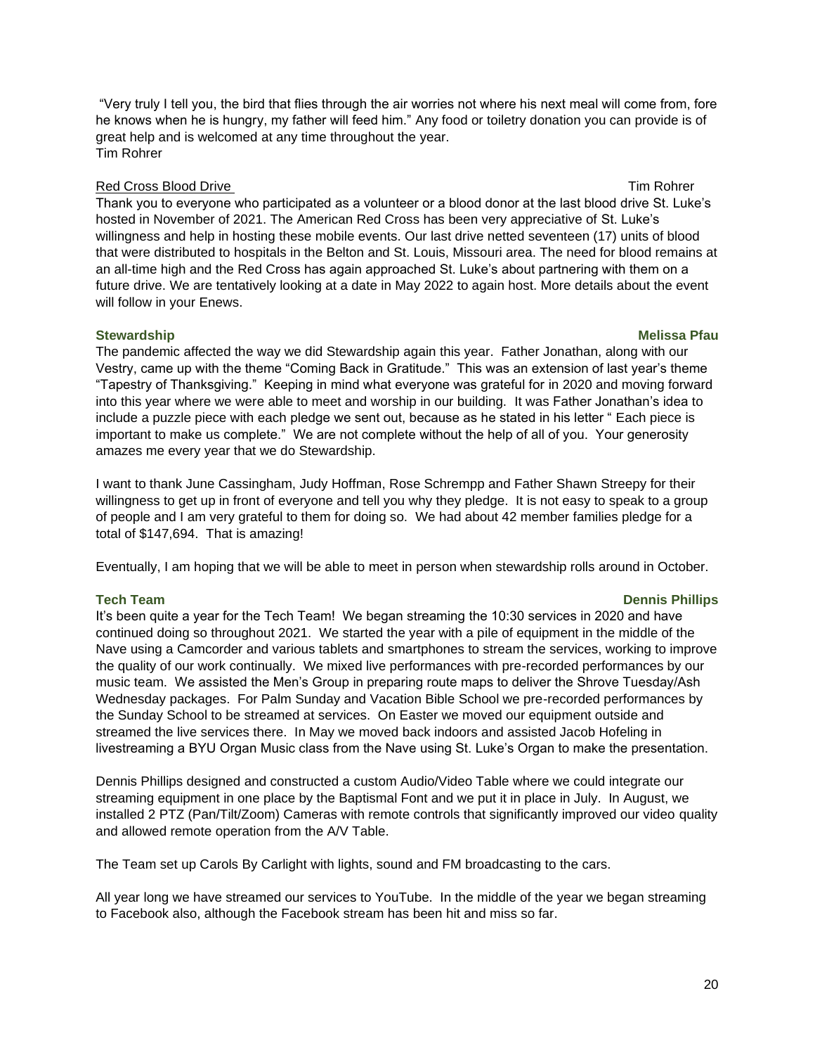"Very truly I tell you, the bird that flies through the air worries not where his next meal will come from, fore he knows when he is hungry, my father will feed him." Any food or toiletry donation you can provide is of great help and is welcomed at any time throughout the year.
Tim Rohrer

<u>Red Cross Blood Drive</u> Tim Rohrer

Thank you to everyone who participated as a volunteer or a blood donor at the last blood drive St. Luke's hosted in November of 2021. The American Red Cross has been very appreciative of St. Luke's willingness and help in hosting these mobile events. Our last drive netted seventeen (17) units of blood that were distributed to hospitals in the Belton and St. Louis, Missouri area. The need for blood remains at an all-time high and the Red Cross has again approached St. Luke's about partnering with them on a future drive. We are tentatively looking at a date in May 2022 to again host. More details about the event will follow in your Enews.

**Stewardship** **Melissa Pfau**

The pandemic affected the way we did Stewardship again this year. Father Jonathan, along with our Vestry, came up with the theme "Coming Back in Gratitude." This was an extension of last year's theme "Tapestry of Thanksgiving." Keeping in mind what everyone was grateful for in 2020 and moving forward into this year where we were able to meet and worship in our building. It was Father Jonathan's idea to include a puzzle piece with each pledge we sent out, because as he stated in his letter " Each piece is important to make us complete." We are not complete without the help of all of you. Your generosity amazes me every year that we do Stewardship.

I want to thank June Cassingham, Judy Hoffman, Rose Schrempp and Father Shawn Streepy for their willingness to get up in front of everyone and tell you why they pledge. It is not easy to speak to a group of people and I am very grateful to them for doing so. We had about 42 member families pledge for a total of $147,694. That is amazing!

Eventually, I am hoping that we will be able to meet in person when stewardship rolls around in October.

**Tech Team** **Dennis Phillips**

It's been quite a year for the Tech Team! We began streaming the 10:30 services in 2020 and have continued doing so throughout 2021. We started the year with a pile of equipment in the middle of the Nave using a Camcorder and various tablets and smartphones to stream the services, working to improve the quality of our work continually. We mixed live performances with pre-recorded performances by our music team. We assisted the Men's Group in preparing route maps to deliver the Shrove Tuesday/Ash Wednesday packages. For Palm Sunday and Vacation Bible School we pre-recorded performances by the Sunday School to be streamed at services. On Easter we moved our equipment outside and streamed the live services there. In May we moved back indoors and assisted Jacob Hofeling in livestreaming a BYU Organ Music class from the Nave using St. Luke's Organ to make the presentation.

Dennis Phillips designed and constructed a custom Audio/Video Table where we could integrate our streaming equipment in one place by the Baptismal Font and we put it in place in July. In August, we installed 2 PTZ (Pan/Tilt/Zoom) Cameras with remote controls that significantly improved our video quality and allowed remote operation from the A/V Table.

The Team set up Carols By Carlight with lights, sound and FM broadcasting to the cars.

All year long we have streamed our services to YouTube. In the middle of the year we began streaming to Facebook also, although the Facebook stream has been hit and miss so far.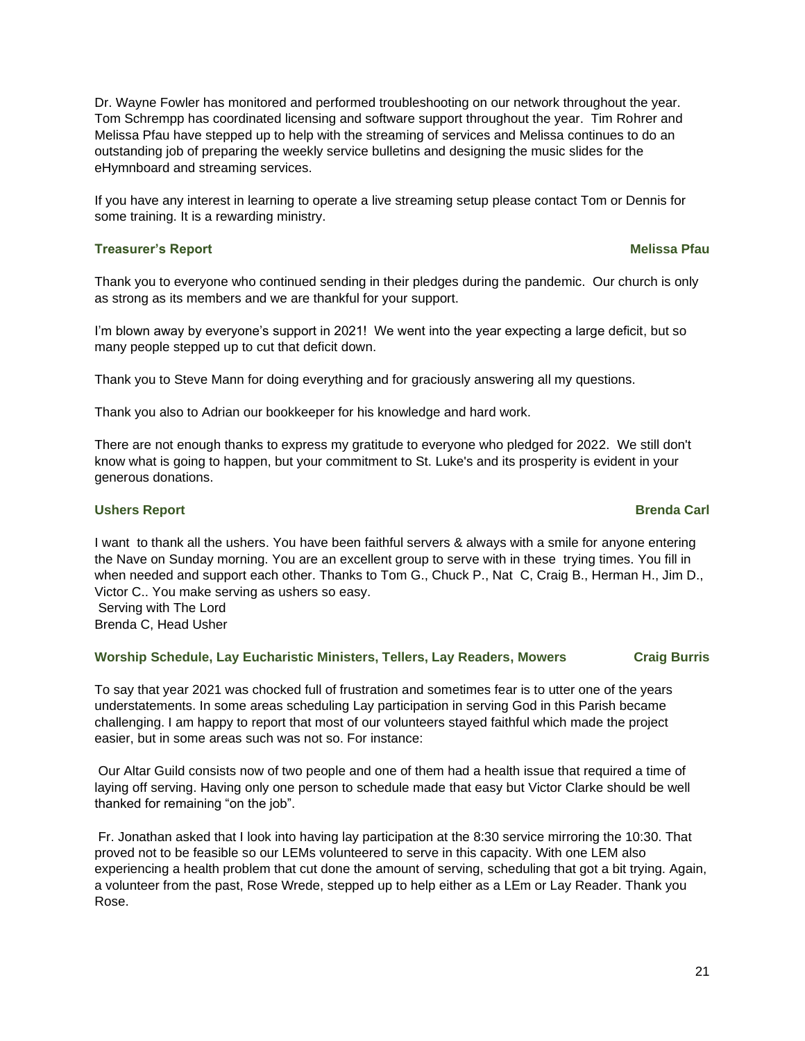Dr. Wayne Fowler has monitored and performed troubleshooting on our network throughout the year. Tom Schrempp has coordinated licensing and software support throughout the year. Tim Rohrer and Melissa Pfau have stepped up to help with the streaming of services and Melissa continues to do an outstanding job of preparing the weekly service bulletins and designing the music slides for the eHymnboard and streaming services.

If you have any interest in learning to operate a live streaming setup please contact Tom or Dennis for some training. It is a rewarding ministry.

### Treasurer's Report — Melissa Pfau

Thank you to everyone who continued sending in their pledges during the pandemic. Our church is only as strong as its members and we are thankful for your support.

I'm blown away by everyone's support in 2021! We went into the year expecting a large deficit, but so many people stepped up to cut that deficit down.

Thank you to Steve Mann for doing everything and for graciously answering all my questions.

Thank you also to Adrian our bookkeeper for his knowledge and hard work.

There are not enough thanks to express my gratitude to everyone who pledged for 2022. We still don't know what is going to happen, but your commitment to St. Luke's and its prosperity is evident in your generous donations.

### Ushers Report — Brenda Carl

I want to thank all the ushers. You have been faithful servers & always with a smile for anyone entering the Nave on Sunday morning. You are an excellent group to serve with in these trying times. You fill in when needed and support each other. Thanks to Tom G., Chuck P., Nat C, Craig B., Herman H., Jim D., Victor C.. You make serving as ushers so easy.
Serving with The Lord
Brenda C, Head Usher

### Worship Schedule, Lay Eucharistic Ministers, Tellers, Lay Readers, Mowers — Craig Burris

To say that year 2021 was chocked full of frustration and sometimes fear is to utter one of the years understatements. In some areas scheduling Lay participation in serving God in this Parish became challenging. I am happy to report that most of our volunteers stayed faithful which made the project easier, but in some areas such was not so. For instance:

Our Altar Guild consists now of two people and one of them had a health issue that required a time of laying off serving. Having only one person to schedule made that easy but Victor Clarke should be well thanked for remaining "on the job".

Fr. Jonathan asked that I look into having lay participation at the 8:30 service mirroring the 10:30. That proved not to be feasible so our LEMs volunteered to serve in this capacity. With one LEM also experiencing a health problem that cut done the amount of serving, scheduling that got a bit trying. Again, a volunteer from the past, Rose Wrede, stepped up to help either as a LEm or Lay Reader. Thank you Rose.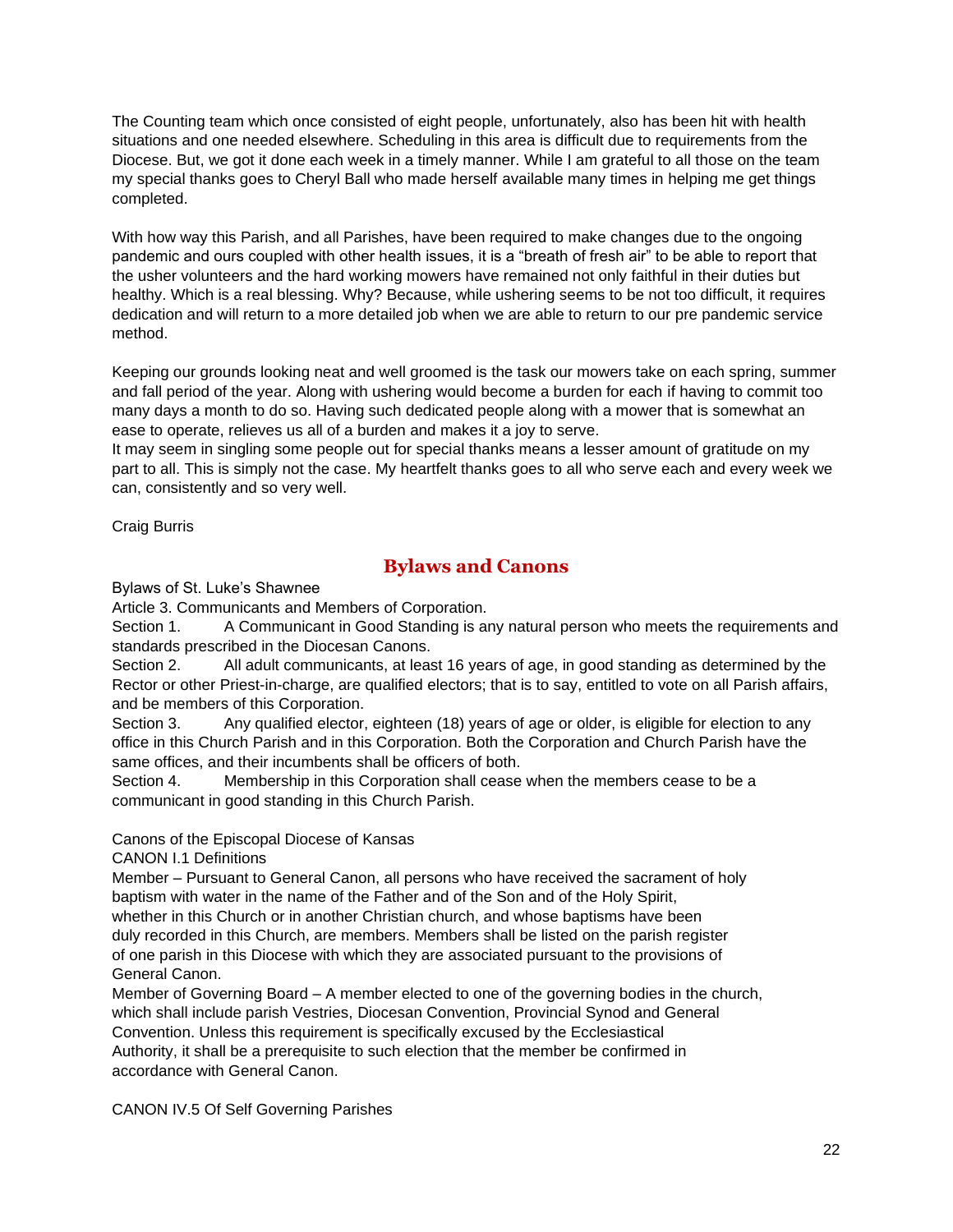The Counting team which once consisted of eight people, unfortunately, also has been hit with health situations and one needed elsewhere. Scheduling in this area is difficult due to requirements from the Diocese. But, we got it done each week in a timely manner. While I am grateful to all those on the team my special thanks goes to Cheryl Ball who made herself available many times in helping me get things completed.

With how way this Parish, and all Parishes, have been required to make changes due to the ongoing pandemic and ours coupled with other health issues, it is a "breath of fresh air" to be able to report that the usher volunteers and the hard working mowers have remained not only faithful in their duties but healthy. Which is a real blessing. Why? Because, while ushering seems to be not too difficult, it requires dedication and will return to a more detailed job when we are able to return to our pre pandemic service method.

Keeping our grounds looking neat and well groomed is the task our mowers take on each spring, summer and fall period of the year. Along with ushering would become a burden for each if having to commit too many days a month to do so. Having such dedicated people along with a mower that is somewhat an ease to operate, relieves us all of a burden and makes it a joy to serve.
It may seem in singling some people out for special thanks means a lesser amount of gratitude on my part to all. This is simply not the case. My heartfelt thanks goes to all who serve each and every week we can, consistently and so very well.

Craig Burris

## Bylaws and Canons

Bylaws of St. Luke's Shawnee
Article 3. Communicants and Members of Corporation.
Section 1. A Communicant in Good Standing is any natural person who meets the requirements and standards prescribed in the Diocesan Canons.
Section 2. All adult communicants, at least 16 years of age, in good standing as determined by the Rector or other Priest-in-charge, are qualified electors; that is to say, entitled to vote on all Parish affairs, and be members of this Corporation.
Section 3. Any qualified elector, eighteen (18) years of age or older, is eligible for election to any office in this Church Parish and in this Corporation. Both the Corporation and Church Parish have the same offices, and their incumbents shall be officers of both.
Section 4. Membership in this Corporation shall cease when the members cease to be a communicant in good standing in this Church Parish.

Canons of the Episcopal Diocese of Kansas
CANON I.1 Definitions
Member – Pursuant to General Canon, all persons who have received the sacrament of holy baptism with water in the name of the Father and of the Son and of the Holy Spirit, whether in this Church or in another Christian church, and whose baptisms have been duly recorded in this Church, are members. Members shall be listed on the parish register of one parish in this Diocese with which they are associated pursuant to the provisions of General Canon.
Member of Governing Board – A member elected to one of the governing bodies in the church, which shall include parish Vestries, Diocesan Convention, Provincial Synod and General Convention. Unless this requirement is specifically excused by the Ecclesiastical Authority, it shall be a prerequisite to such election that the member be confirmed in accordance with General Canon.

CANON IV.5 Of Self Governing Parishes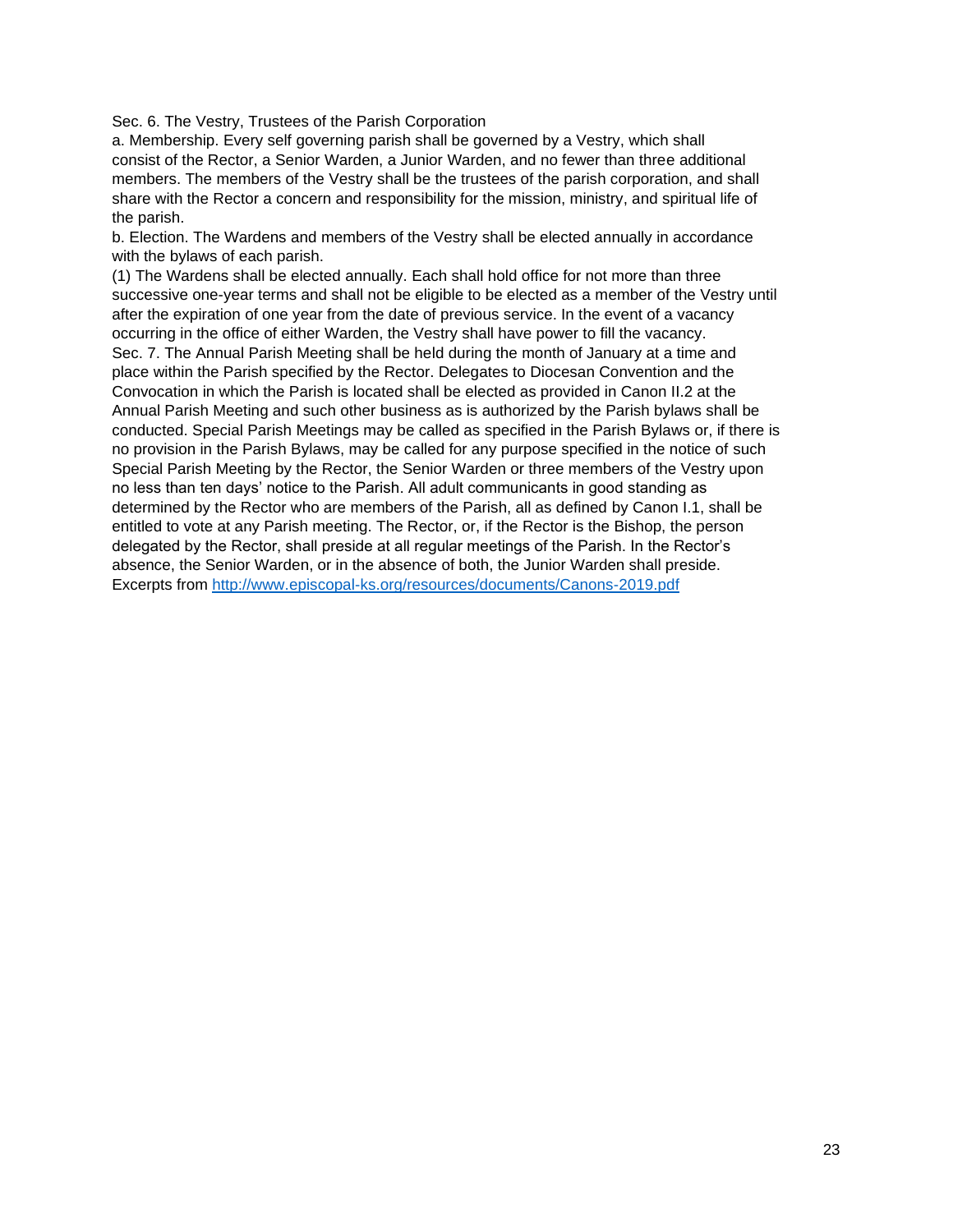Sec. 6. The Vestry, Trustees of the Parish Corporation

a. Membership. Every self governing parish shall be governed by a Vestry, which shall consist of the Rector, a Senior Warden, a Junior Warden, and no fewer than three additional members. The members of the Vestry shall be the trustees of the parish corporation, and shall share with the Rector a concern and responsibility for the mission, ministry, and spiritual life of the parish.

b. Election. The Wardens and members of the Vestry shall be elected annually in accordance with the bylaws of each parish.

(1) The Wardens shall be elected annually. Each shall hold office for not more than three successive one-year terms and shall not be eligible to be elected as a member of the Vestry until after the expiration of one year from the date of previous service. In the event of a vacancy occurring in the office of either Warden, the Vestry shall have power to fill the vacancy.

Sec. 7. The Annual Parish Meeting shall be held during the month of January at a time and place within the Parish specified by the Rector. Delegates to Diocesan Convention and the Convocation in which the Parish is located shall be elected as provided in Canon II.2 at the Annual Parish Meeting and such other business as is authorized by the Parish bylaws shall be conducted. Special Parish Meetings may be called as specified in the Parish Bylaws or, if there is no provision in the Parish Bylaws, may be called for any purpose specified in the notice of such Special Parish Meeting by the Rector, the Senior Warden or three members of the Vestry upon no less than ten days' notice to the Parish. All adult communicants in good standing as determined by the Rector who are members of the Parish, all as defined by Canon I.1, shall be entitled to vote at any Parish meeting. The Rector, or, if the Rector is the Bishop, the person delegated by the Rector, shall preside at all regular meetings of the Parish. In the Rector's absence, the Senior Warden, or in the absence of both, the Junior Warden shall preside.

Excerpts from [http://www.episcopal-ks.org/resources/documents/Canons-2019.pdf](http://www.episcopal-ks.org/resources/documents/Canons-2019.pdf)